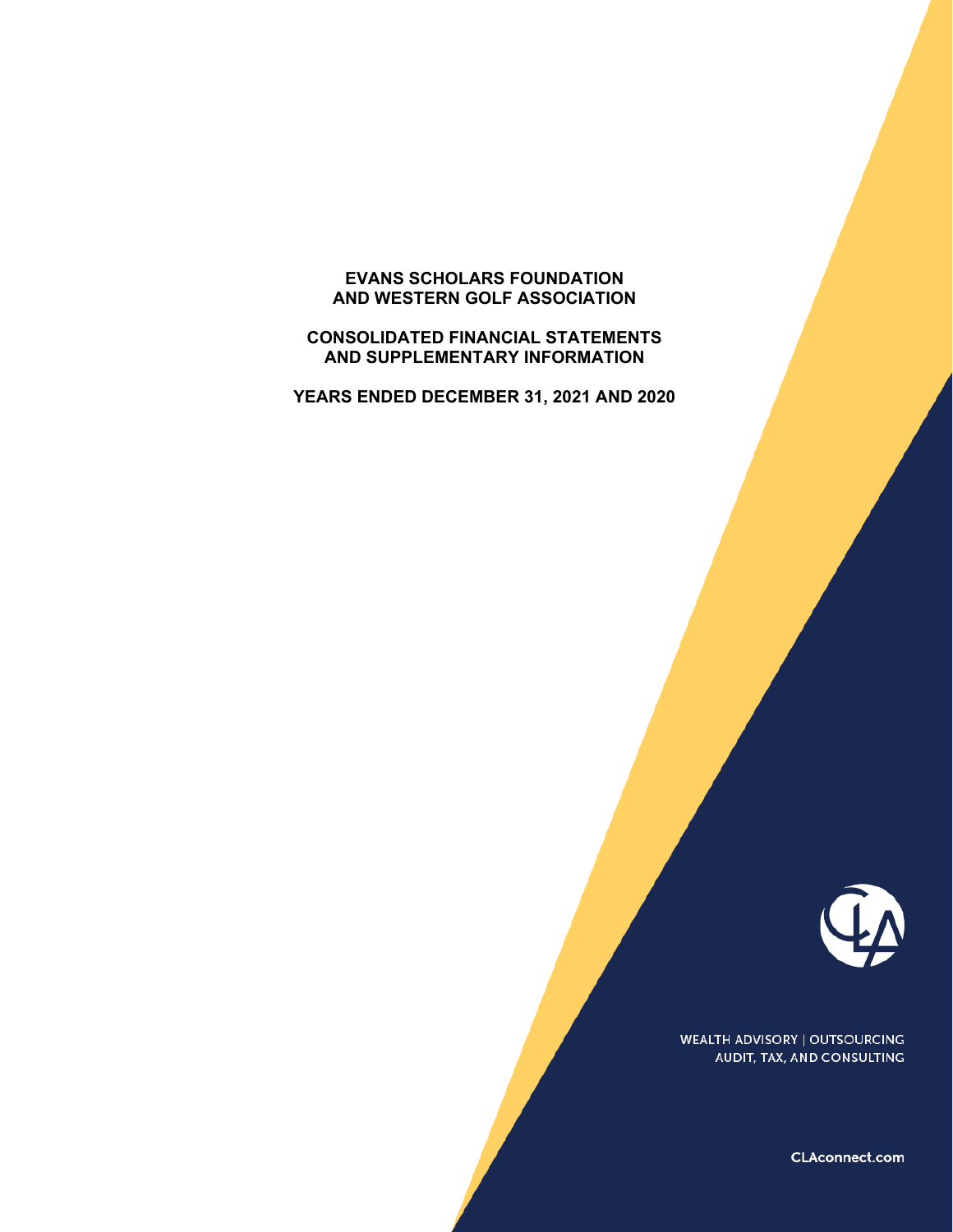# EVANS SCHOLARS FOUNDATION AND WESTERN GOLF ASSOCIATION

## CONSOLIDATED FINANCIAL STATEMENTS AND SUPPLEMENTARY INFORMATION

## YEARS ENDED DECEMBER 31, 2021 AND 2020

WEALTH ADVISORY | OUTSOURCING
AUDIT, TAX, AND CONSULTING

CLAconnect.com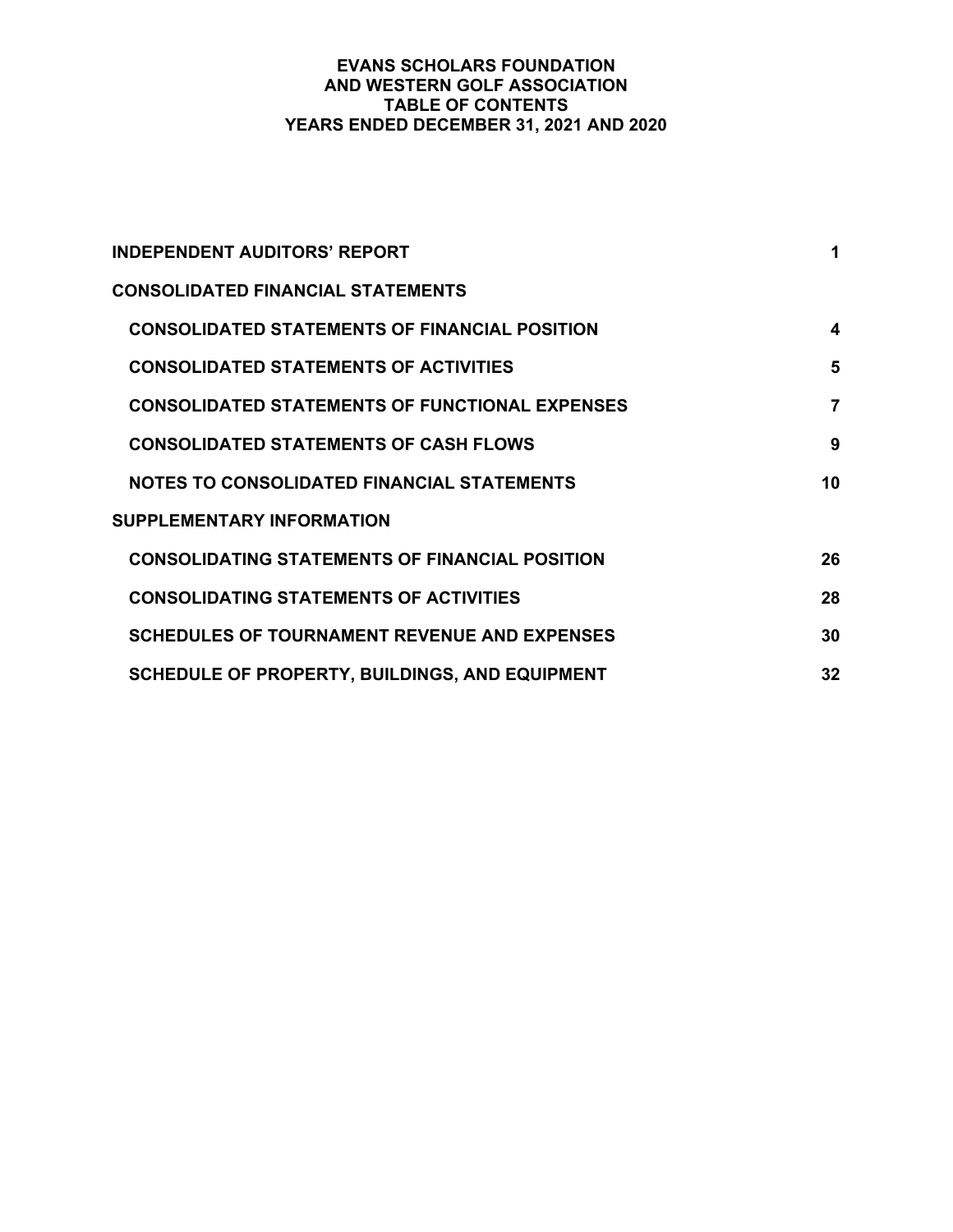# EVANS SCHOLARS FOUNDATION
# AND WESTERN GOLF ASSOCIATION
# TABLE OF CONTENTS
# YEARS ENDED DECEMBER 31, 2021 AND 2020

| | |
|---|---|
| **INDEPENDENT AUDITORS' REPORT** | **1** |
| **CONSOLIDATED FINANCIAL STATEMENTS** | |
| **CONSOLIDATED STATEMENTS OF FINANCIAL POSITION** | **4** |
| **CONSOLIDATED STATEMENTS OF ACTIVITIES** | **5** |
| **CONSOLIDATED STATEMENTS OF FUNCTIONAL EXPENSES** | **7** |
| **CONSOLIDATED STATEMENTS OF CASH FLOWS** | **9** |
| **NOTES TO CONSOLIDATED FINANCIAL STATEMENTS** | **10** |
| **SUPPLEMENTARY INFORMATION** | |
| **CONSOLIDATING STATEMENTS OF FINANCIAL POSITION** | **26** |
| **CONSOLIDATING STATEMENTS OF ACTIVITIES** | **28** |
| **SCHEDULES OF TOURNAMENT REVENUE AND EXPENSES** | **30** |
| **SCHEDULE OF PROPERTY, BUILDINGS, AND EQUIPMENT** | **32** |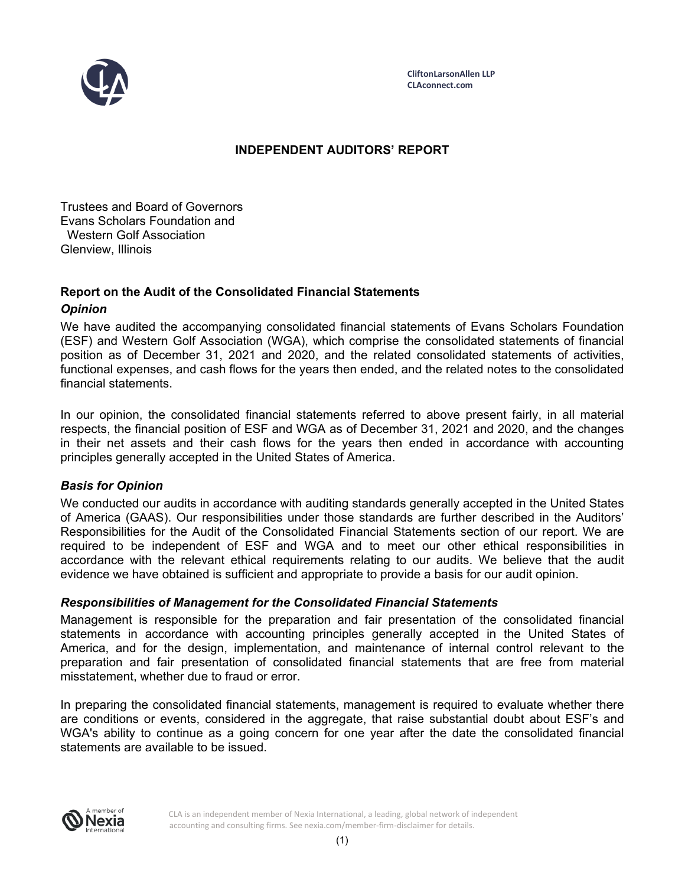CliftonLarsonAllen LLP
CLAconnect.com

# INDEPENDENT AUDITORS' REPORT

Trustees and Board of Governors
Evans Scholars Foundation and
Western Golf Association
Glenview, Illinois

## Report on the Audit of the Consolidated Financial Statements

### *Opinion*

We have audited the accompanying consolidated financial statements of Evans Scholars Foundation (ESF) and Western Golf Association (WGA), which comprise the consolidated statements of financial position as of December 31, 2021 and 2020, and the related consolidated statements of activities, functional expenses, and cash flows for the years then ended, and the related notes to the consolidated financial statements.

In our opinion, the consolidated financial statements referred to above present fairly, in all material respects, the financial position of ESF and WGA as of December 31, 2021 and 2020, and the changes in their net assets and their cash flows for the years then ended in accordance with accounting principles generally accepted in the United States of America.

### *Basis for Opinion*

We conducted our audits in accordance with auditing standards generally accepted in the United States of America (GAAS). Our responsibilities under those standards are further described in the Auditors' Responsibilities for the Audit of the Consolidated Financial Statements section of our report. We are required to be independent of ESF and WGA and to meet our other ethical responsibilities in accordance with the relevant ethical requirements relating to our audits. We believe that the audit evidence we have obtained is sufficient and appropriate to provide a basis for our audit opinion.

### *Responsibilities of Management for the Consolidated Financial Statements*

Management is responsible for the preparation and fair presentation of the consolidated financial statements in accordance with accounting principles generally accepted in the United States of America, and for the design, implementation, and maintenance of internal control relevant to the preparation and fair presentation of consolidated financial statements that are free from material misstatement, whether due to fraud or error.

In preparing the consolidated financial statements, management is required to evaluate whether there are conditions or events, considered in the aggregate, that raise substantial doubt about ESF's and WGA's ability to continue as a going concern for one year after the date the consolidated financial statements are available to be issued.

CLA is an independent member of Nexia International, a leading, global network of independent accounting and consulting firms. See nexia.com/member-firm-disclaimer for details.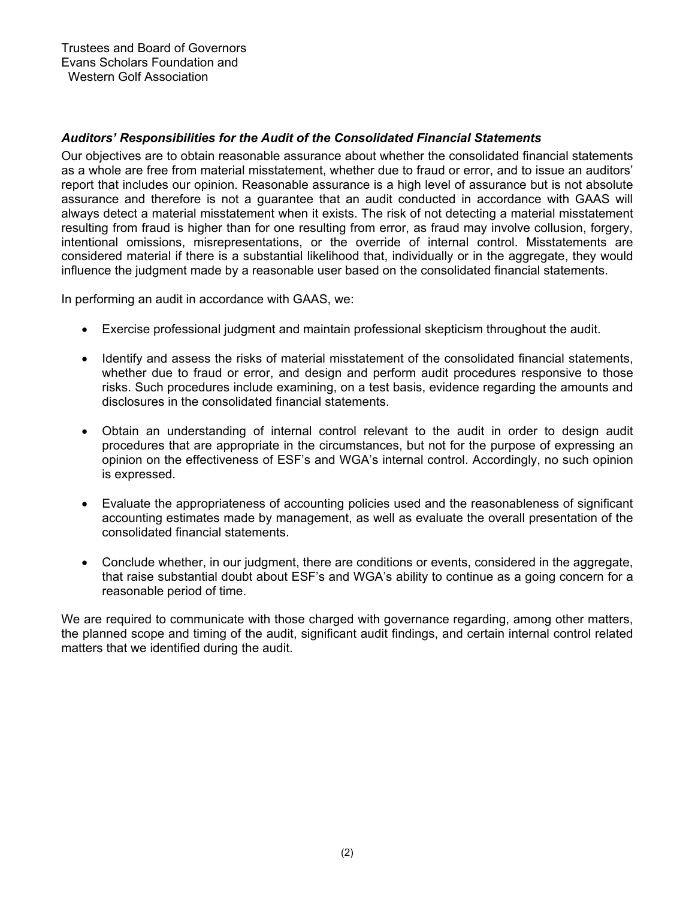Trustees and Board of Governors
Evans Scholars Foundation and
Western Golf Association

***Auditors' Responsibilities for the Audit of the Consolidated Financial Statements***

Our objectives are to obtain reasonable assurance about whether the consolidated financial statements as a whole are free from material misstatement, whether due to fraud or error, and to issue an auditors' report that includes our opinion. Reasonable assurance is a high level of assurance but is not absolute assurance and therefore is not a guarantee that an audit conducted in accordance with GAAS will always detect a material misstatement when it exists. The risk of not detecting a material misstatement resulting from fraud is higher than for one resulting from error, as fraud may involve collusion, forgery, intentional omissions, misrepresentations, or the override of internal control. Misstatements are considered material if there is a substantial likelihood that, individually or in the aggregate, they would influence the judgment made by a reasonable user based on the consolidated financial statements.

In performing an audit in accordance with GAAS, we:

- Exercise professional judgment and maintain professional skepticism throughout the audit.
- Identify and assess the risks of material misstatement of the consolidated financial statements, whether due to fraud or error, and design and perform audit procedures responsive to those risks. Such procedures include examining, on a test basis, evidence regarding the amounts and disclosures in the consolidated financial statements.
- Obtain an understanding of internal control relevant to the audit in order to design audit procedures that are appropriate in the circumstances, but not for the purpose of expressing an opinion on the effectiveness of ESF's and WGA's internal control. Accordingly, no such opinion is expressed.
- Evaluate the appropriateness of accounting policies used and the reasonableness of significant accounting estimates made by management, as well as evaluate the overall presentation of the consolidated financial statements.
- Conclude whether, in our judgment, there are conditions or events, considered in the aggregate, that raise substantial doubt about ESF's and WGA's ability to continue as a going concern for a reasonable period of time.

We are required to communicate with those charged with governance regarding, among other matters, the planned scope and timing of the audit, significant audit findings, and certain internal control related matters that we identified during the audit.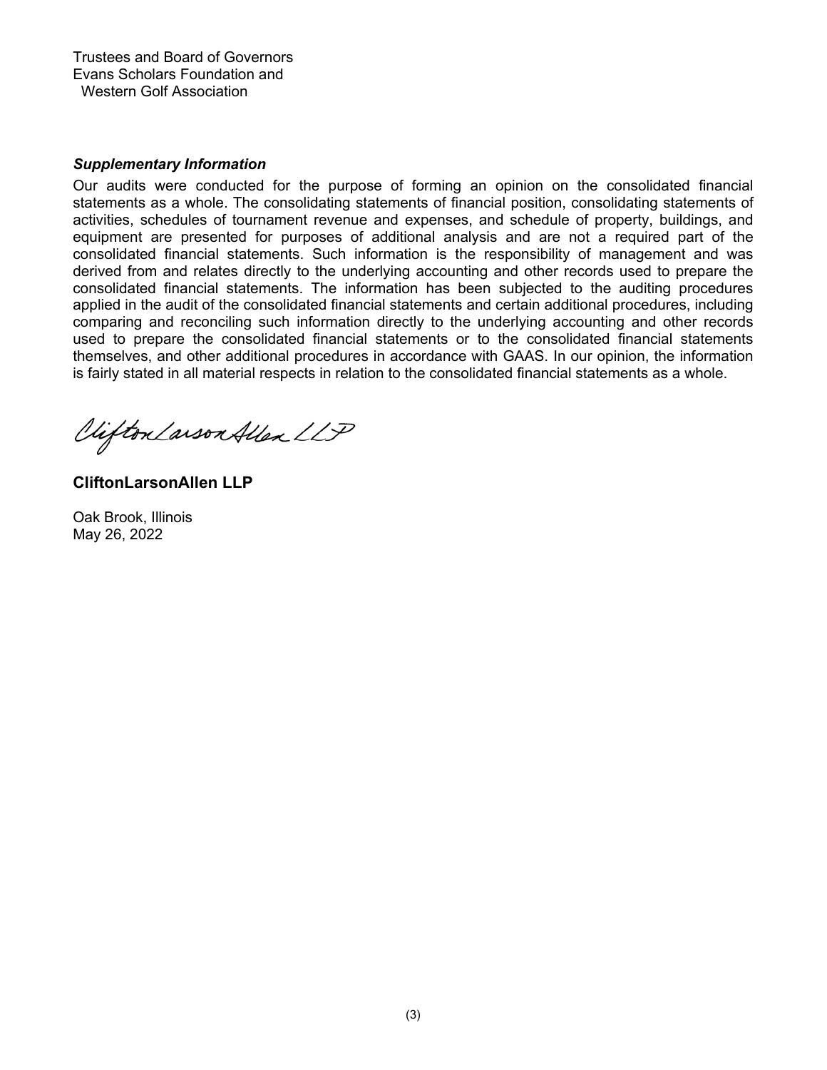Trustees and Board of Governors
Evans Scholars Foundation and
Western Golf Association

***Supplementary Information***

Our audits were conducted for the purpose of forming an opinion on the consolidated financial statements as a whole. The consolidating statements of financial position, consolidating statements of activities, schedules of tournament revenue and expenses, and schedule of property, buildings, and equipment are presented for purposes of additional analysis and are not a required part of the consolidated financial statements. Such information is the responsibility of management and was derived from and relates directly to the underlying accounting and other records used to prepare the consolidated financial statements. The information has been subjected to the auditing procedures applied in the audit of the consolidated financial statements and certain additional procedures, including comparing and reconciling such information directly to the underlying accounting and other records used to prepare the consolidated financial statements or to the consolidated financial statements themselves, and other additional procedures in accordance with GAAS. In our opinion, the information is fairly stated in all material respects in relation to the consolidated financial statements as a whole.

CliftonLarsonAllen LLP

**CliftonLarsonAllen LLP**

Oak Brook, Illinois
May 26, 2022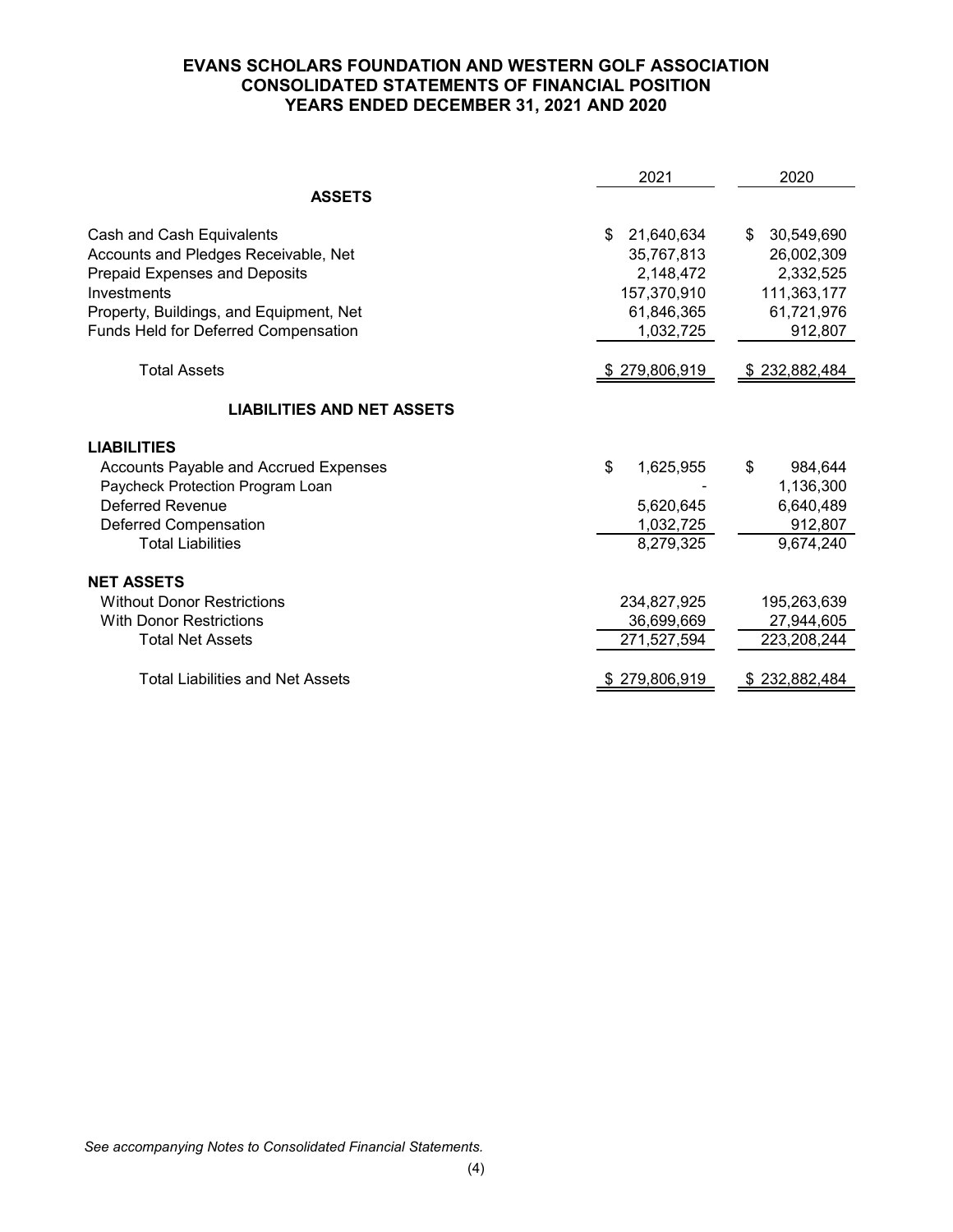# EVANS SCHOLARS FOUNDATION AND WESTERN GOLF ASSOCIATION
## CONSOLIDATED STATEMENTS OF FINANCIAL POSITION
## YEARS ENDED DECEMBER 31, 2021 AND 2020

| | 2021 | 2020 |
|---|---|---|
| **ASSETS** | | |
| Cash and Cash Equivalents | $ 21,640,634 | $ 30,549,690 |
| Accounts and Pledges Receivable, Net | 35,767,813 | 26,002,309 |
| Prepaid Expenses and Deposits | 2,148,472 | 2,332,525 |
| Investments | 157,370,910 | 111,363,177 |
| Property, Buildings, and Equipment, Net | 61,846,365 | 61,721,976 |
| Funds Held for Deferred Compensation | 1,032,725 | 912,807 |
| Total Assets | $ 279,806,919 | $ 232,882,484 |
| **LIABILITIES AND NET ASSETS** | | |
| **LIABILITIES** | | |
| Accounts Payable and Accrued Expenses | $ 1,625,955 | $ 984,644 |
| Paycheck Protection Program Loan | - | 1,136,300 |
| Deferred Revenue | 5,620,645 | 6,640,489 |
| Deferred Compensation | 1,032,725 | 912,807 |
| Total Liabilities | 8,279,325 | 9,674,240 |
| **NET ASSETS** | | |
| Without Donor Restrictions | 234,827,925 | 195,263,639 |
| With Donor Restrictions | 36,699,669 | 27,944,605 |
| Total Net Assets | 271,527,594 | 223,208,244 |
| Total Liabilities and Net Assets | $ 279,806,919 | $ 232,882,484 |

*See accompanying Notes to Consolidated Financial Statements.*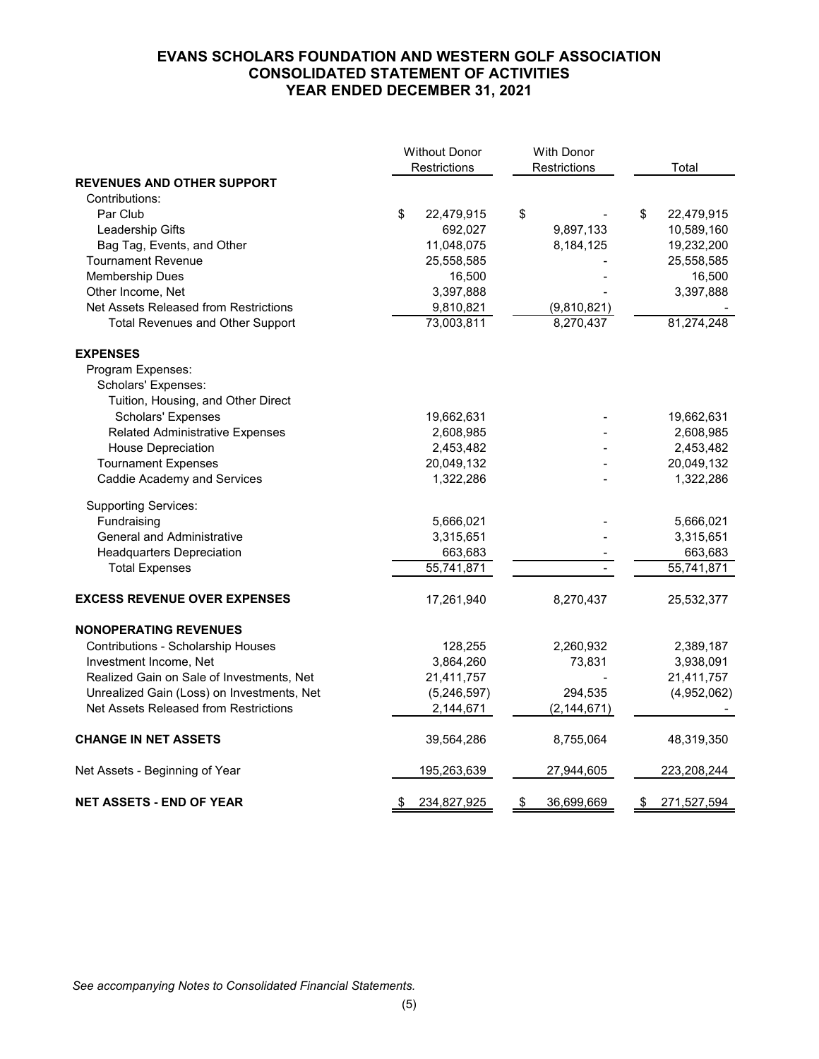# EVANS SCHOLARS FOUNDATION AND WESTERN GOLF ASSOCIATION
## CONSOLIDATED STATEMENT OF ACTIVITIES
### YEAR ENDED DECEMBER 31, 2021

| | Without Donor Restrictions | With Donor Restrictions | Total |
|---|---|---|---|
| **REVENUES AND OTHER SUPPORT** | | | |
| Contributions: | | | |
| Par Club | $ 22,479,915 | $ - | $ 22,479,915 |
| Leadership Gifts | 692,027 | 9,897,133 | 10,589,160 |
| Bag Tag, Events, and Other | 11,048,075 | 8,184,125 | 19,232,200 |
| Tournament Revenue | 25,558,585 | - | 25,558,585 |
| Membership Dues | 16,500 | - | 16,500 |
| Other Income, Net | 3,397,888 | - | 3,397,888 |
| Net Assets Released from Restrictions | 9,810,821 | (9,810,821) | - |
| Total Revenues and Other Support | 73,003,811 | 8,270,437 | 81,274,248 |
| **EXPENSES** | | | |
| Program Expenses: | | | |
| Scholars' Expenses: | | | |
| Tuition, Housing, and Other Direct Scholars' Expenses | 19,662,631 | - | 19,662,631 |
| Related Administrative Expenses | 2,608,985 | - | 2,608,985 |
| House Depreciation | 2,453,482 | - | 2,453,482 |
| Tournament Expenses | 20,049,132 | - | 20,049,132 |
| Caddie Academy and Services | 1,322,286 | - | 1,322,286 |
| Supporting Services: | | | |
| Fundraising | 5,666,021 | - | 5,666,021 |
| General and Administrative | 3,315,651 | - | 3,315,651 |
| Headquarters Depreciation | 663,683 | - | 663,683 |
| Total Expenses | 55,741,871 | - | 55,741,871 |
| **EXCESS REVENUE OVER EXPENSES** | 17,261,940 | 8,270,437 | 25,532,377 |
| **NONOPERATING REVENUES** | | | |
| Contributions - Scholarship Houses | 128,255 | 2,260,932 | 2,389,187 |
| Investment Income, Net | 3,864,260 | 73,831 | 3,938,091 |
| Realized Gain on Sale of Investments, Net | 21,411,757 | - | 21,411,757 |
| Unrealized Gain (Loss) on Investments, Net | (5,246,597) | 294,535 | (4,952,062) |
| Net Assets Released from Restrictions | 2,144,671 | (2,144,671) | - |
| **CHANGE IN NET ASSETS** | 39,564,286 | 8,755,064 | 48,319,350 |
| Net Assets - Beginning of Year | 195,263,639 | 27,944,605 | 223,208,244 |
| **NET ASSETS - END OF YEAR** | $ 234,827,925 | $ 36,699,669 | $ 271,527,594 |

*See accompanying Notes to Consolidated Financial Statements.*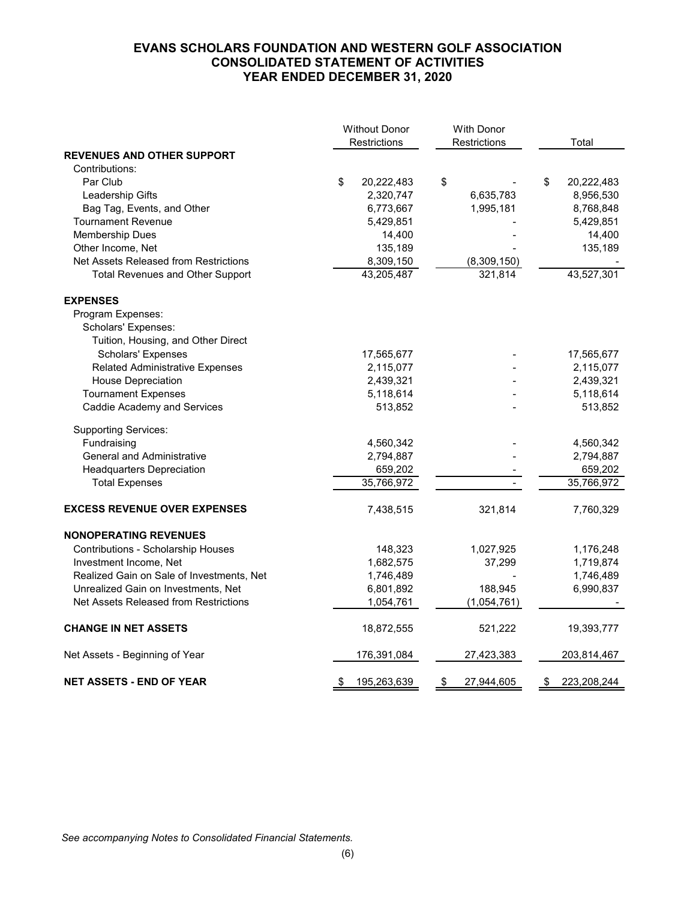# EVANS SCHOLARS FOUNDATION AND WESTERN GOLF ASSOCIATION
## CONSOLIDATED STATEMENT OF ACTIVITIES
## YEAR ENDED DECEMBER 31, 2020

| | Without Donor Restrictions | With Donor Restrictions | Total |
|---|---|---|---|
| **REVENUES AND OTHER SUPPORT** | | | |
| Contributions: | | | |
| Par Club | $ 20,222,483 | $ - | $ 20,222,483 |
| Leadership Gifts | 2,320,747 | 6,635,783 | 8,956,530 |
| Bag Tag, Events, and Other | 6,773,667 | 1,995,181 | 8,768,848 |
| Tournament Revenue | 5,429,851 | - | 5,429,851 |
| Membership Dues | 14,400 | - | 14,400 |
| Other Income, Net | 135,189 | - | 135,189 |
| Net Assets Released from Restrictions | 8,309,150 | (8,309,150) | - |
| Total Revenues and Other Support | 43,205,487 | 321,814 | 43,527,301 |
| **EXPENSES** | | | |
| Program Expenses: | | | |
| Scholars' Expenses: | | | |
| Tuition, Housing, and Other Direct Scholars' Expenses | 17,565,677 | - | 17,565,677 |
| Related Administrative Expenses | 2,115,077 | - | 2,115,077 |
| House Depreciation | 2,439,321 | - | 2,439,321 |
| Tournament Expenses | 5,118,614 | - | 5,118,614 |
| Caddie Academy and Services | 513,852 | - | 513,852 |
| Supporting Services: | | | |
| Fundraising | 4,560,342 | - | 4,560,342 |
| General and Administrative | 2,794,887 | - | 2,794,887 |
| Headquarters Depreciation | 659,202 | - | 659,202 |
| Total Expenses | 35,766,972 | - | 35,766,972 |
| **EXCESS REVENUE OVER EXPENSES** | 7,438,515 | 321,814 | 7,760,329 |
| **NONOPERATING REVENUES** | | | |
| Contributions - Scholarship Houses | 148,323 | 1,027,925 | 1,176,248 |
| Investment Income, Net | 1,682,575 | 37,299 | 1,719,874 |
| Realized Gain on Sale of Investments, Net | 1,746,489 | - | 1,746,489 |
| Unrealized Gain on Investments, Net | 6,801,892 | 188,945 | 6,990,837 |
| Net Assets Released from Restrictions | 1,054,761 | (1,054,761) | - |
| **CHANGE IN NET ASSETS** | 18,872,555 | 521,222 | 19,393,777 |
| Net Assets - Beginning of Year | 176,391,084 | 27,423,383 | 203,814,467 |
| **NET ASSETS - END OF YEAR** | $ 195,263,639 | $ 27,944,605 | $ 223,208,244 |

*See accompanying Notes to Consolidated Financial Statements.*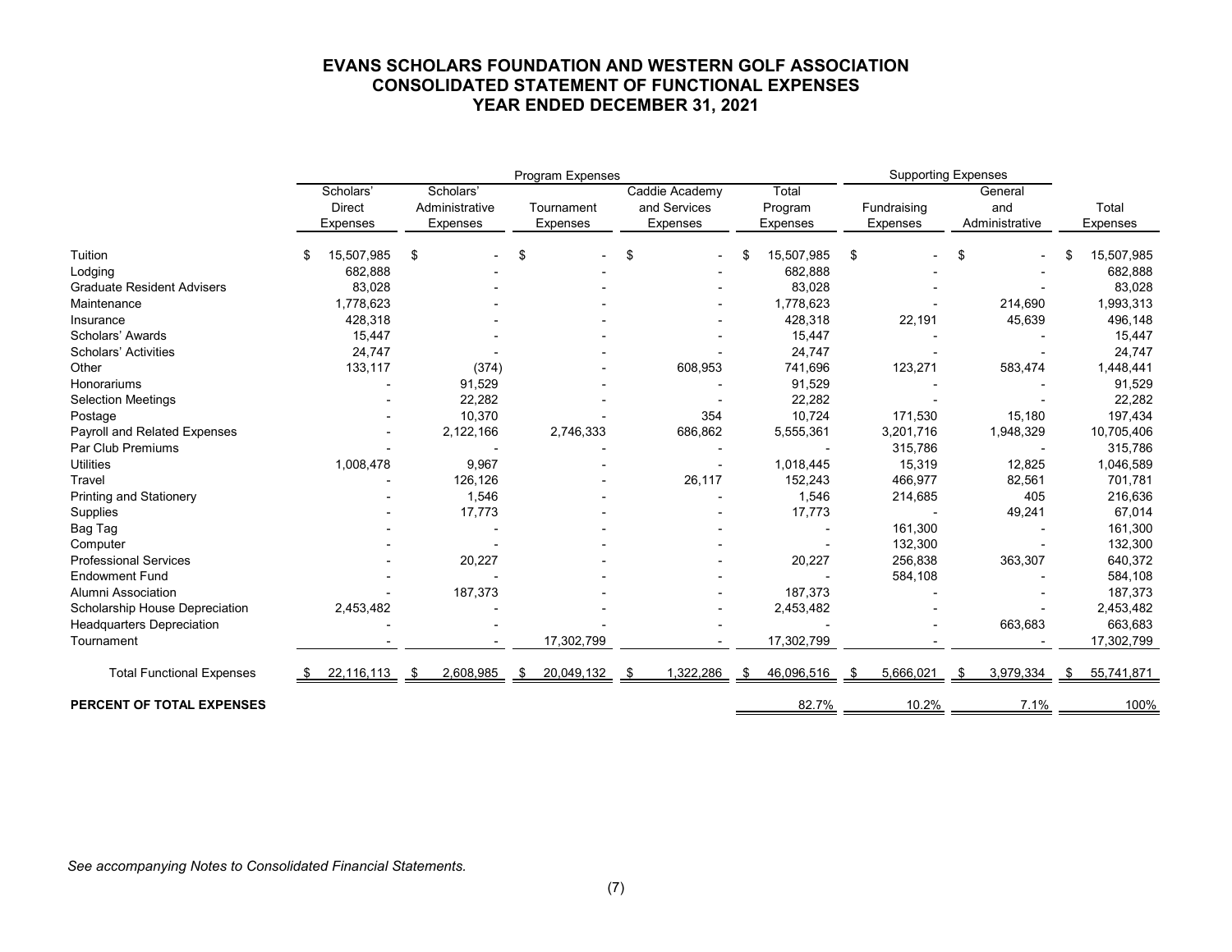# EVANS SCHOLARS FOUNDATION AND WESTERN GOLF ASSOCIATION
## CONSOLIDATED STATEMENT OF FUNCTIONAL EXPENSES
## YEAR ENDED DECEMBER 31, 2021

| | Program Expenses | | | | | Supporting Expenses | | |
|---|---|---|---|---|---|---|---|---|
| | Scholars' Direct Expenses | Scholars' Administrative Expenses | Tournament Expenses | Caddie Academy and Services Expenses | Total Program Expenses | Fundraising Expenses | General and Administrative | Total Expenses |
| Tuition | $ 15,507,985 | $ - | $ - | $ - | $ 15,507,985 | $ - | $ - | $ 15,507,985 |
| Lodging | 682,888 | - | - | - | 682,888 | - | - | 682,888 |
| Graduate Resident Advisers | 83,028 | - | - | - | 83,028 | - | - | 83,028 |
| Maintenance | 1,778,623 | - | - | - | 1,778,623 | - | 214,690 | 1,993,313 |
| Insurance | 428,318 | - | - | - | 428,318 | 22,191 | 45,639 | 496,148 |
| Scholars' Awards | 15,447 | - | - | - | 15,447 | - | - | 15,447 |
| Scholars' Activities | 24,747 | - | - | - | 24,747 | - | - | 24,747 |
| Other | 133,117 | (374) | - | 608,953 | 741,696 | 123,271 | 583,474 | 1,448,441 |
| Honorariums | - | 91,529 | - | - | 91,529 | - | - | 91,529 |
| Selection Meetings | - | 22,282 | - | - | 22,282 | - | - | 22,282 |
| Postage | - | 10,370 | - | 354 | 10,724 | 171,530 | 15,180 | 197,434 |
| Payroll and Related Expenses | - | 2,122,166 | 2,746,333 | 686,862 | 5,555,361 | 3,201,716 | 1,948,329 | 10,705,406 |
| Par Club Premiums | - | - | - | - | - | 315,786 | - | 315,786 |
| Utilities | 1,008,478 | 9,967 | - | - | 1,018,445 | 15,319 | 12,825 | 1,046,589 |
| Travel | - | 126,126 | - | 26,117 | 152,243 | 466,977 | 82,561 | 701,781 |
| Printing and Stationery | - | 1,546 | - | - | 1,546 | 214,685 | 405 | 216,636 |
| Supplies | - | 17,773 | - | - | 17,773 | - | 49,241 | 67,014 |
| Bag Tag | - | - | - | - | - | 161,300 | - | 161,300 |
| Computer | - | - | - | - | - | 132,300 | - | 132,300 |
| Professional Services | - | 20,227 | - | - | 20,227 | 256,838 | 363,307 | 640,372 |
| Endowment Fund | - | - | - | - | - | 584,108 | - | 584,108 |
| Alumni Association | - | 187,373 | - | - | 187,373 | - | - | 187,373 |
| Scholarship House Depreciation | 2,453,482 | - | - | - | 2,453,482 | - | - | 2,453,482 |
| Headquarters Depreciation | - | - | - | - | - | - | 663,683 | 663,683 |
| Tournament | - | - | 17,302,799 | - | 17,302,799 | - | - | 17,302,799 |
| Total Functional Expenses | $ 22,116,113 | $ 2,608,985 | $ 20,049,132 | $ 1,322,286 | $ 46,096,516 | $ 5,666,021 | $ 3,979,334 | $ 55,741,871 |
| **PERCENT OF TOTAL EXPENSES** | | | | | 82.7% | 10.2% | 7.1% | 100% |

*See accompanying Notes to Consolidated Financial Statements.*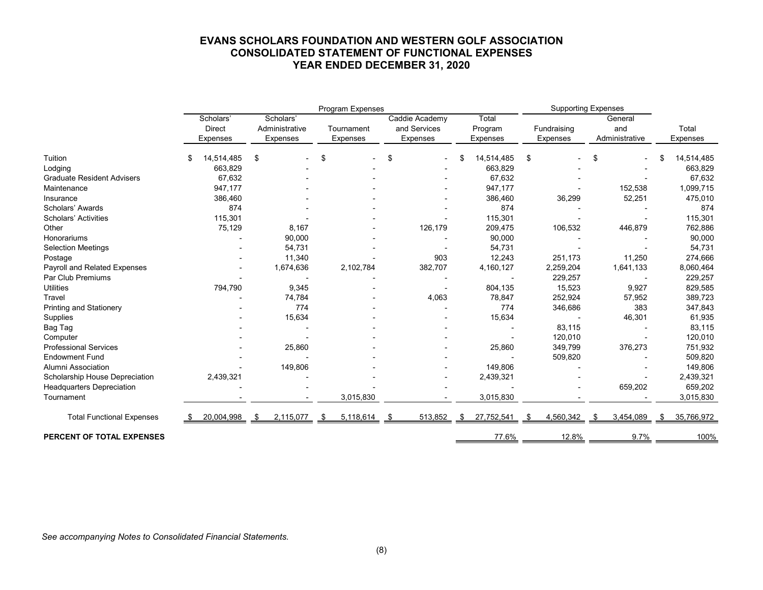# EVANS SCHOLARS FOUNDATION AND WESTERN GOLF ASSOCIATION
## CONSOLIDATED STATEMENT OF FUNCTIONAL EXPENSES
## YEAR ENDED DECEMBER 31, 2020

| | Program Expenses | | | | | Supporting Expenses | | |
|---|---|---|---|---|---|---|---|---|
| | Scholars' Direct Expenses | Scholars' Administrative Expenses | Tournament Expenses | Caddie Academy and Services Expenses | Total Program Expenses | Fundraising Expenses | General and Administrative | Total Expenses |
| Tuition | $ 14,514,485 | $ - | $ - | $ - | $ 14,514,485 | $ - | $ - | $ 14,514,485 |
| Lodging | 663,829 | - | - | - | 663,829 | - | - | 663,829 |
| Graduate Resident Advisers | 67,632 | - | - | - | 67,632 | - | - | 67,632 |
| Maintenance | 947,177 | - | - | - | 947,177 | - | 152,538 | 1,099,715 |
| Insurance | 386,460 | - | - | - | 386,460 | 36,299 | 52,251 | 475,010 |
| Scholars' Awards | 874 | - | - | - | 874 | - | - | 874 |
| Scholars' Activities | 115,301 | - | - | - | 115,301 | - | - | 115,301 |
| Other | 75,129 | 8,167 | - | 126,179 | 209,475 | 106,532 | 446,879 | 762,886 |
| Honorariums | - | 90,000 | - | - | 90,000 | - | - | 90,000 |
| Selection Meetings | - | 54,731 | - | - | 54,731 | - | - | 54,731 |
| Postage | - | 11,340 | - | 903 | 12,243 | 251,173 | 11,250 | 274,666 |
| Payroll and Related Expenses | - | 1,674,636 | 2,102,784 | 382,707 | 4,160,127 | 2,259,204 | 1,641,133 | 8,060,464 |
| Par Club Premiums | - | - | - | - | - | 229,257 | - | 229,257 |
| Utilities | 794,790 | 9,345 | - | - | 804,135 | 15,523 | 9,927 | 829,585 |
| Travel | - | 74,784 | - | 4,063 | 78,847 | 252,924 | 57,952 | 389,723 |
| Printing and Stationery | - | 774 | - | - | 774 | 346,686 | 383 | 347,843 |
| Supplies | - | 15,634 | - | - | 15,634 | - | 46,301 | 61,935 |
| Bag Tag | - | - | - | - | - | 83,115 | - | 83,115 |
| Computer | - | - | - | - | - | 120,010 | - | 120,010 |
| Professional Services | - | 25,860 | - | - | 25,860 | 349,799 | 376,273 | 751,932 |
| Endowment Fund | - | - | - | - | - | 509,820 | - | 509,820 |
| Alumni Association | - | 149,806 | - | - | 149,806 | - | - | 149,806 |
| Scholarship House Depreciation | 2,439,321 | - | - | - | 2,439,321 | - | - | 2,439,321 |
| Headquarters Depreciation | - | - | - | - | - | - | 659,202 | 659,202 |
| Tournament | - | - | 3,015,830 | - | 3,015,830 | - | - | 3,015,830 |
| Total Functional Expenses | $ 20,004,998 | $ 2,115,077 | $ 5,118,614 | $ 513,852 | $ 27,752,541 | $ 4,560,342 | $ 3,454,089 | $ 35,766,972 |
| **PERCENT OF TOTAL EXPENSES** | | | | | 77.6% | 12.8% | 9.7% | 100% |

*See accompanying Notes to Consolidated Financial Statements.*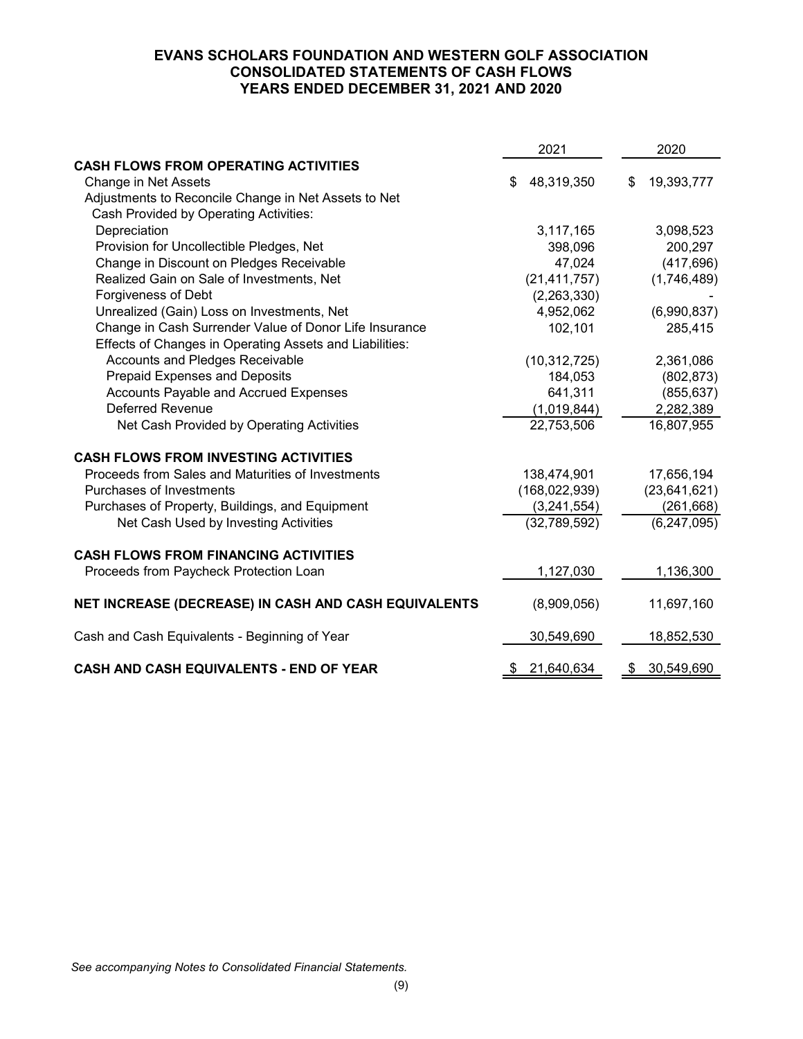# EVANS SCHOLARS FOUNDATION AND WESTERN GOLF ASSOCIATION
## CONSOLIDATED STATEMENTS OF CASH FLOWS
## YEARS ENDED DECEMBER 31, 2021 AND 2020

| | 2021 | 2020 |
|---|---|---|
| **CASH FLOWS FROM OPERATING ACTIVITIES** | | |
| Change in Net Assets | $ 48,319,350 | $ 19,393,777 |
| Adjustments to Reconcile Change in Net Assets to Net Cash Provided by Operating Activities: | | |
| Depreciation | 3,117,165 | 3,098,523 |
| Provision for Uncollectible Pledges, Net | 398,096 | 200,297 |
| Change in Discount on Pledges Receivable | 47,024 | (417,696) |
| Realized Gain on Sale of Investments, Net | (21,411,757) | (1,746,489) |
| Forgiveness of Debt | (2,263,330) | - |
| Unrealized (Gain) Loss on Investments, Net | 4,952,062 | (6,990,837) |
| Change in Cash Surrender Value of Donor Life Insurance | 102,101 | 285,415 |
| Effects of Changes in Operating Assets and Liabilities: | | |
| Accounts and Pledges Receivable | (10,312,725) | 2,361,086 |
| Prepaid Expenses and Deposits | 184,053 | (802,873) |
| Accounts Payable and Accrued Expenses | 641,311 | (855,637) |
| Deferred Revenue | (1,019,844) | 2,282,389 |
| Net Cash Provided by Operating Activities | 22,753,506 | 16,807,955 |
| | | |
| **CASH FLOWS FROM INVESTING ACTIVITIES** | | |
| Proceeds from Sales and Maturities of Investments | 138,474,901 | 17,656,194 |
| Purchases of Investments | (168,022,939) | (23,641,621) |
| Purchases of Property, Buildings, and Equipment | (3,241,554) | (261,668) |
| Net Cash Used by Investing Activities | (32,789,592) | (6,247,095) |
| | | |
| **CASH FLOWS FROM FINANCING ACTIVITIES** | | |
| Proceeds from Paycheck Protection Loan | 1,127,030 | 1,136,300 |
| | | |
| **NET INCREASE (DECREASE) IN CASH AND CASH EQUIVALENTS** | (8,909,056) | 11,697,160 |
| | | |
| Cash and Cash Equivalents - Beginning of Year | 30,549,690 | 18,852,530 |
| | | |
| **CASH AND CASH EQUIVALENTS - END OF YEAR** | $ 21,640,634 | $ 30,549,690 |

*See accompanying Notes to Consolidated Financial Statements.*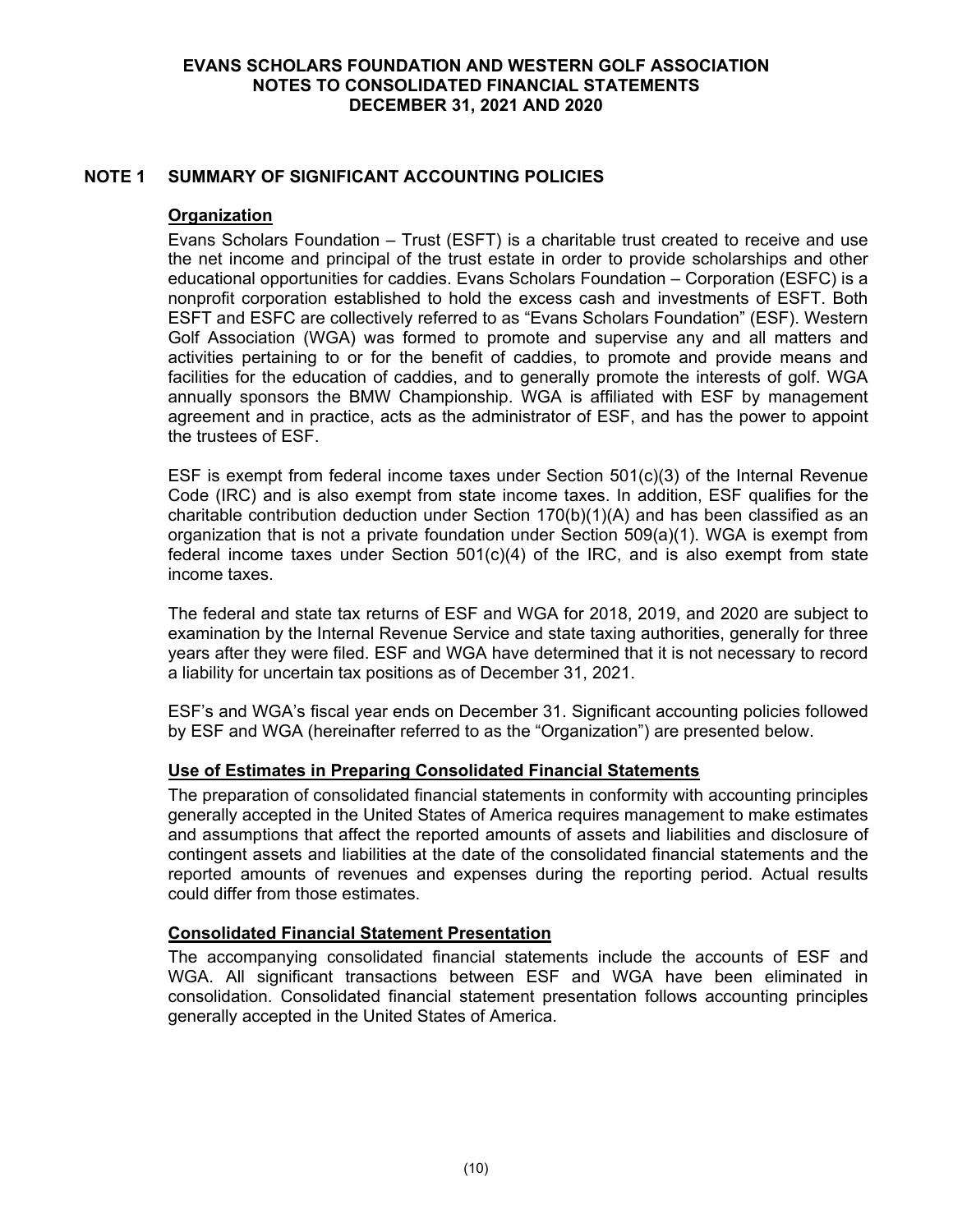# NOTE 1 SUMMARY OF SIGNIFICANT ACCOUNTING POLICIES

## Organization

Evans Scholars Foundation – Trust (ESFT) is a charitable trust created to receive and use the net income and principal of the trust estate in order to provide scholarships and other educational opportunities for caddies. Evans Scholars Foundation – Corporation (ESFC) is a nonprofit corporation established to hold the excess cash and investments of ESFT. Both ESFT and ESFC are collectively referred to as "Evans Scholars Foundation" (ESF). Western Golf Association (WGA) was formed to promote and supervise any and all matters and activities pertaining to or for the benefit of caddies, to promote and provide means and facilities for the education of caddies, and to generally promote the interests of golf. WGA annually sponsors the BMW Championship. WGA is affiliated with ESF by management agreement and in practice, acts as the administrator of ESF, and has the power to appoint the trustees of ESF.

ESF is exempt from federal income taxes under Section 501(c)(3) of the Internal Revenue Code (IRC) and is also exempt from state income taxes. In addition, ESF qualifies for the charitable contribution deduction under Section 170(b)(1)(A) and has been classified as an organization that is not a private foundation under Section 509(a)(1). WGA is exempt from federal income taxes under Section 501(c)(4) of the IRC, and is also exempt from state income taxes.

The federal and state tax returns of ESF and WGA for 2018, 2019, and 2020 are subject to examination by the Internal Revenue Service and state taxing authorities, generally for three years after they were filed. ESF and WGA have determined that it is not necessary to record a liability for uncertain tax positions as of December 31, 2021.

ESF's and WGA's fiscal year ends on December 31. Significant accounting policies followed by ESF and WGA (hereinafter referred to as the "Organization") are presented below.

## Use of Estimates in Preparing Consolidated Financial Statements

The preparation of consolidated financial statements in conformity with accounting principles generally accepted in the United States of America requires management to make estimates and assumptions that affect the reported amounts of assets and liabilities and disclosure of contingent assets and liabilities at the date of the consolidated financial statements and the reported amounts of revenues and expenses during the reporting period. Actual results could differ from those estimates.

## Consolidated Financial Statement Presentation

The accompanying consolidated financial statements include the accounts of ESF and WGA. All significant transactions between ESF and WGA have been eliminated in consolidation. Consolidated financial statement presentation follows accounting principles generally accepted in the United States of America.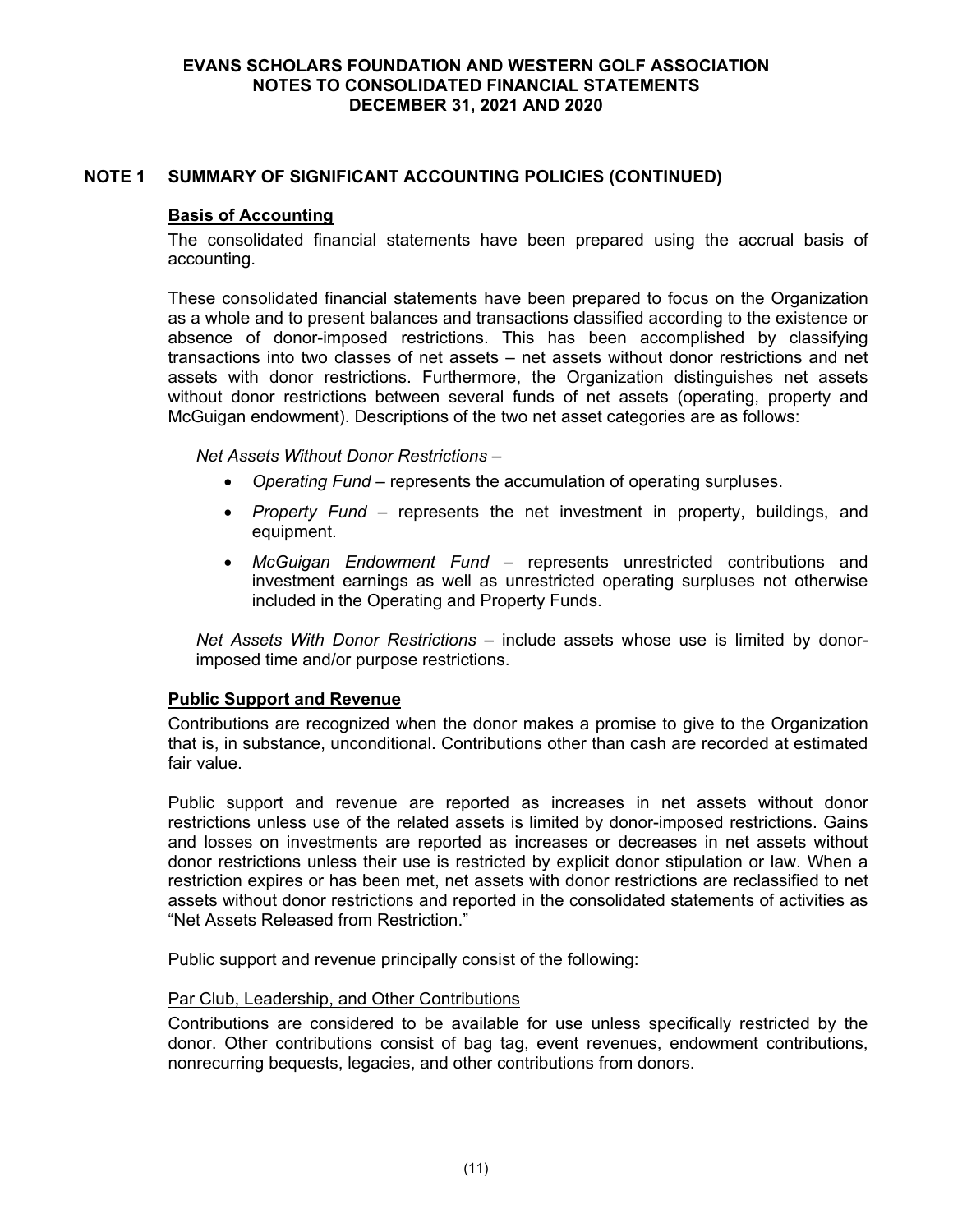## NOTE 1 SUMMARY OF SIGNIFICANT ACCOUNTING POLICIES (CONTINUED)

### Basis of Accounting

The consolidated financial statements have been prepared using the accrual basis of accounting.

These consolidated financial statements have been prepared to focus on the Organization as a whole and to present balances and transactions classified according to the existence or absence of donor-imposed restrictions. This has been accomplished by classifying transactions into two classes of net assets – net assets without donor restrictions and net assets with donor restrictions. Furthermore, the Organization distinguishes net assets without donor restrictions between several funds of net assets (operating, property and McGuigan endowment). Descriptions of the two net asset categories are as follows:

*Net Assets Without Donor Restrictions* –

- *Operating Fund* – represents the accumulation of operating surpluses.
- *Property Fund* – represents the net investment in property, buildings, and equipment.
- *McGuigan Endowment Fund* – represents unrestricted contributions and investment earnings as well as unrestricted operating surpluses not otherwise included in the Operating and Property Funds.

*Net Assets With Donor Restrictions* – include assets whose use is limited by donor-imposed time and/or purpose restrictions.

### Public Support and Revenue

Contributions are recognized when the donor makes a promise to give to the Organization that is, in substance, unconditional. Contributions other than cash are recorded at estimated fair value.

Public support and revenue are reported as increases in net assets without donor restrictions unless use of the related assets is limited by donor-imposed restrictions. Gains and losses on investments are reported as increases or decreases in net assets without donor restrictions unless their use is restricted by explicit donor stipulation or law. When a restriction expires or has been met, net assets with donor restrictions are reclassified to net assets without donor restrictions and reported in the consolidated statements of activities as "Net Assets Released from Restriction."

Public support and revenue principally consist of the following:

#### Par Club, Leadership, and Other Contributions

Contributions are considered to be available for use unless specifically restricted by the donor. Other contributions consist of bag tag, event revenues, endowment contributions, nonrecurring bequests, legacies, and other contributions from donors.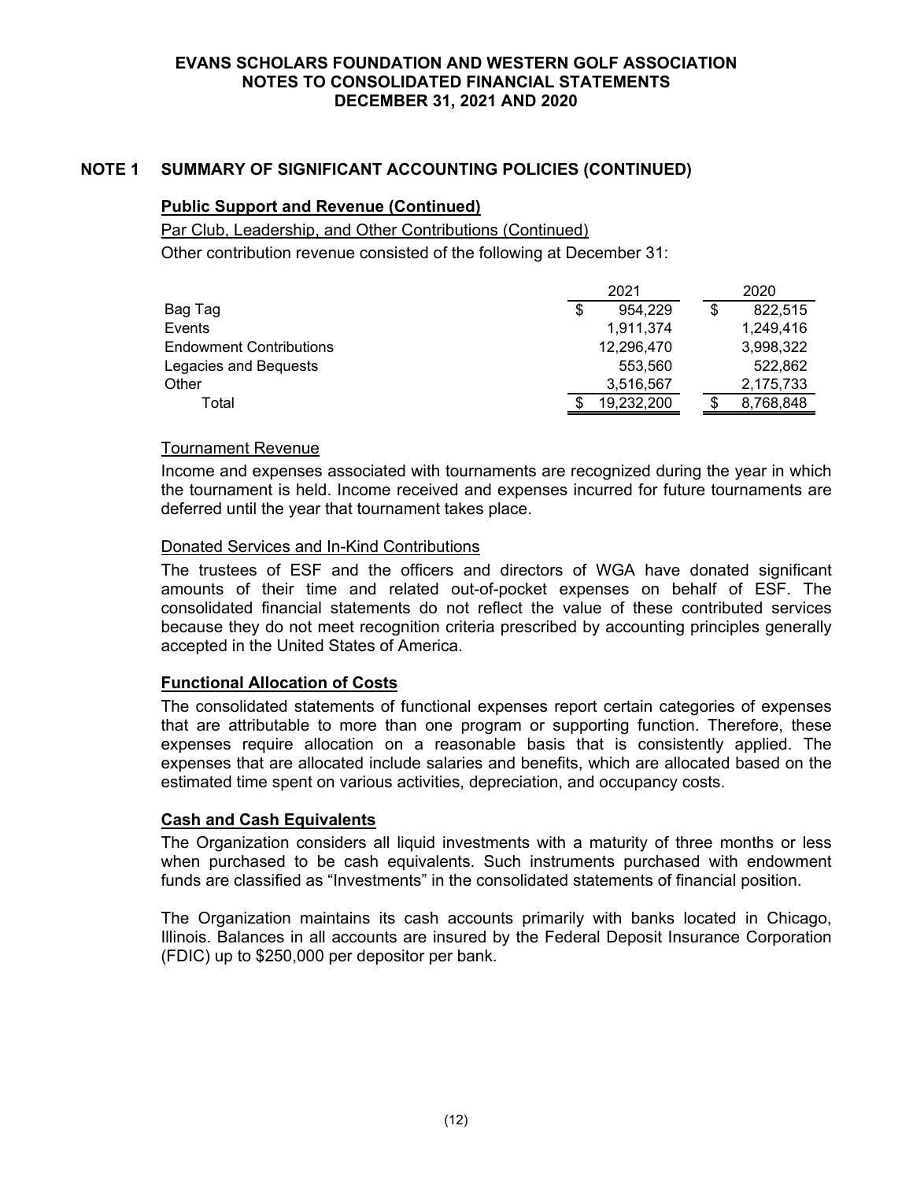## NOTE 1 SUMMARY OF SIGNIFICANT ACCOUNTING POLICIES (CONTINUED)

### Public Support and Revenue (Continued)

Par Club, Leadership, and Other Contributions (Continued)

Other contribution revenue consisted of the following at December 31:

| | 2021 | 2020 |
|---|---|---|
| Bag Tag | $ 954,229 | $ 822,515 |
| Events | 1,911,374 | 1,249,416 |
| Endowment Contributions | 12,296,470 | 3,998,322 |
| Legacies and Bequests | 553,560 | 522,862 |
| Other | 3,516,567 | 2,175,733 |
| Total | $ 19,232,200 | $ 8,768,848 |

Tournament Revenue

Income and expenses associated with tournaments are recognized during the year in which the tournament is held. Income received and expenses incurred for future tournaments are deferred until the year that tournament takes place.

Donated Services and In-Kind Contributions

The trustees of ESF and the officers and directors of WGA have donated significant amounts of their time and related out-of-pocket expenses on behalf of ESF. The consolidated financial statements do not reflect the value of these contributed services because they do not meet recognition criteria prescribed by accounting principles generally accepted in the United States of America.

### Functional Allocation of Costs

The consolidated statements of functional expenses report certain categories of expenses that are attributable to more than one program or supporting function. Therefore, these expenses require allocation on a reasonable basis that is consistently applied. The expenses that are allocated include salaries and benefits, which are allocated based on the estimated time spent on various activities, depreciation, and occupancy costs.

### Cash and Cash Equivalents

The Organization considers all liquid investments with a maturity of three months or less when purchased to be cash equivalents. Such instruments purchased with endowment funds are classified as "Investments" in the consolidated statements of financial position.

The Organization maintains its cash accounts primarily with banks located in Chicago, Illinois. Balances in all accounts are insured by the Federal Deposit Insurance Corporation (FDIC) up to $250,000 per depositor per bank.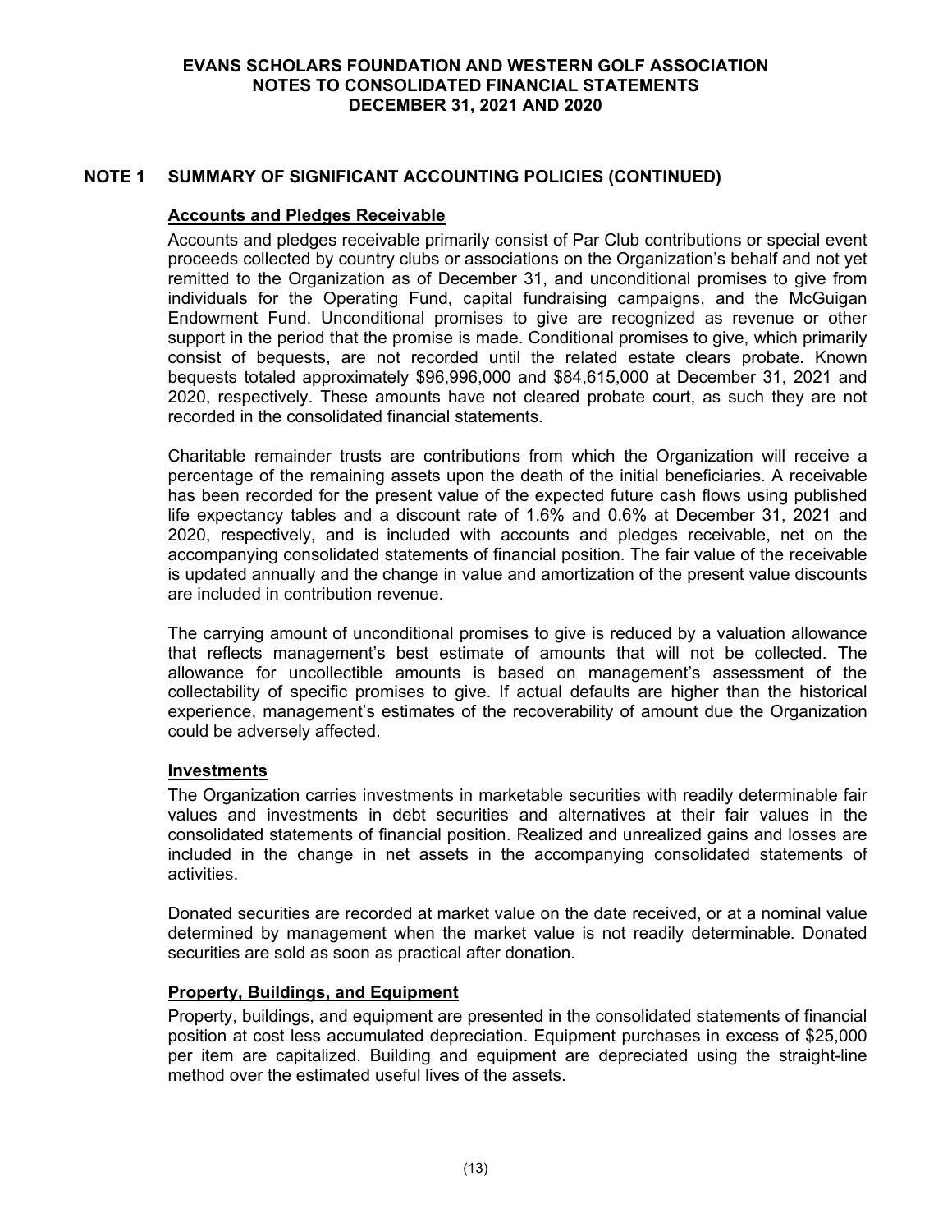## NOTE 1 SUMMARY OF SIGNIFICANT ACCOUNTING POLICIES (CONTINUED)

### Accounts and Pledges Receivable

Accounts and pledges receivable primarily consist of Par Club contributions or special event proceeds collected by country clubs or associations on the Organization's behalf and not yet remitted to the Organization as of December 31, and unconditional promises to give from individuals for the Operating Fund, capital fundraising campaigns, and the McGuigan Endowment Fund. Unconditional promises to give are recognized as revenue or other support in the period that the promise is made. Conditional promises to give, which primarily consist of bequests, are not recorded until the related estate clears probate. Known bequests totaled approximately $96,996,000 and $84,615,000 at December 31, 2021 and 2020, respectively. These amounts have not cleared probate court, as such they are not recorded in the consolidated financial statements.

Charitable remainder trusts are contributions from which the Organization will receive a percentage of the remaining assets upon the death of the initial beneficiaries. A receivable has been recorded for the present value of the expected future cash flows using published life expectancy tables and a discount rate of 1.6% and 0.6% at December 31, 2021 and 2020, respectively, and is included with accounts and pledges receivable, net on the accompanying consolidated statements of financial position. The fair value of the receivable is updated annually and the change in value and amortization of the present value discounts are included in contribution revenue.

The carrying amount of unconditional promises to give is reduced by a valuation allowance that reflects management's best estimate of amounts that will not be collected. The allowance for uncollectible amounts is based on management's assessment of the collectability of specific promises to give. If actual defaults are higher than the historical experience, management's estimates of the recoverability of amount due the Organization could be adversely affected.

### Investments

The Organization carries investments in marketable securities with readily determinable fair values and investments in debt securities and alternatives at their fair values in the consolidated statements of financial position. Realized and unrealized gains and losses are included in the change in net assets in the accompanying consolidated statements of activities.

Donated securities are recorded at market value on the date received, or at a nominal value determined by management when the market value is not readily determinable. Donated securities are sold as soon as practical after donation.

### Property, Buildings, and Equipment

Property, buildings, and equipment are presented in the consolidated statements of financial position at cost less accumulated depreciation. Equipment purchases in excess of $25,000 per item are capitalized. Building and equipment are depreciated using the straight-line method over the estimated useful lives of the assets.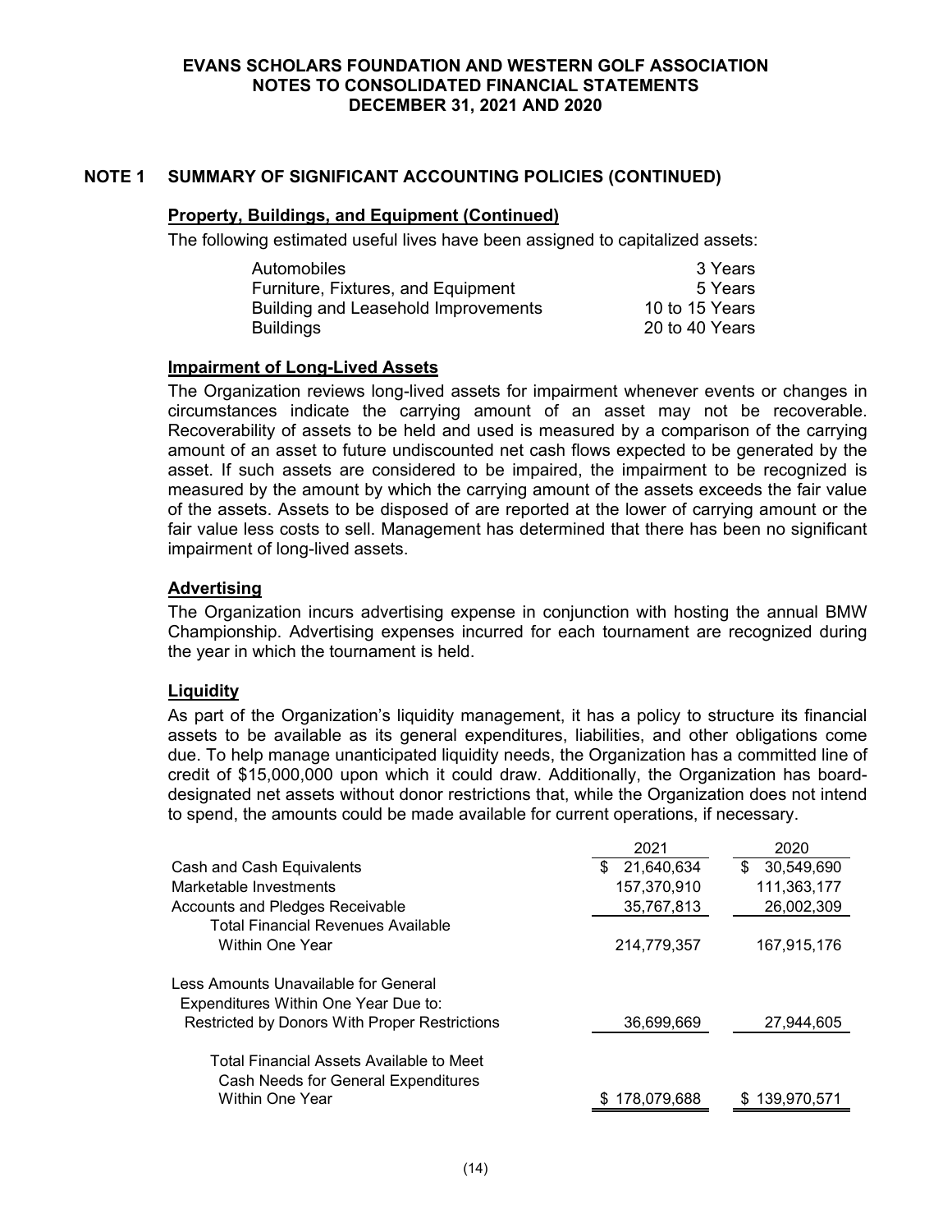## NOTE 1 SUMMARY OF SIGNIFICANT ACCOUNTING POLICIES (CONTINUED)

### Property, Buildings, and Equipment (Continued)

The following estimated useful lives have been assigned to capitalized assets:

| | |
|---|---|
| Automobiles | 3 Years |
| Furniture, Fixtures, and Equipment | 5 Years |
| Building and Leasehold Improvements | 10 to 15 Years |
| Buildings | 20 to 40 Years |

### Impairment of Long-Lived Assets

The Organization reviews long-lived assets for impairment whenever events or changes in circumstances indicate the carrying amount of an asset may not be recoverable. Recoverability of assets to be held and used is measured by a comparison of the carrying amount of an asset to future undiscounted net cash flows expected to be generated by the asset. If such assets are considered to be impaired, the impairment to be recognized is measured by the amount by which the carrying amount of the assets exceeds the fair value of the assets. Assets to be disposed of are reported at the lower of carrying amount or the fair value less costs to sell. Management has determined that there has been no significant impairment of long-lived assets.

### Advertising

The Organization incurs advertising expense in conjunction with hosting the annual BMW Championship. Advertising expenses incurred for each tournament are recognized during the year in which the tournament is held.

### Liquidity

As part of the Organization's liquidity management, it has a policy to structure its financial assets to be available as its general expenditures, liabilities, and other obligations come due. To help manage unanticipated liquidity needs, the Organization has a committed line of credit of $15,000,000 upon which it could draw. Additionally, the Organization has board-designated net assets without donor restrictions that, while the Organization does not intend to spend, the amounts could be made available for current operations, if necessary.

| | 2021 | 2020 |
|---|---|---|
| Cash and Cash Equivalents | $ 21,640,634 | $ 30,549,690 |
| Marketable Investments | 157,370,910 | 111,363,177 |
| Accounts and Pledges Receivable | 35,767,813 | 26,002,309 |
| Total Financial Revenues Available Within One Year | 214,779,357 | 167,915,176 |
| Less Amounts Unavailable for General Expenditures Within One Year Due to: | | |
| Restricted by Donors With Proper Restrictions | 36,699,669 | 27,944,605 |
| Total Financial Assets Available to Meet Cash Needs for General Expenditures Within One Year | $ 178,079,688 | $ 139,970,571 |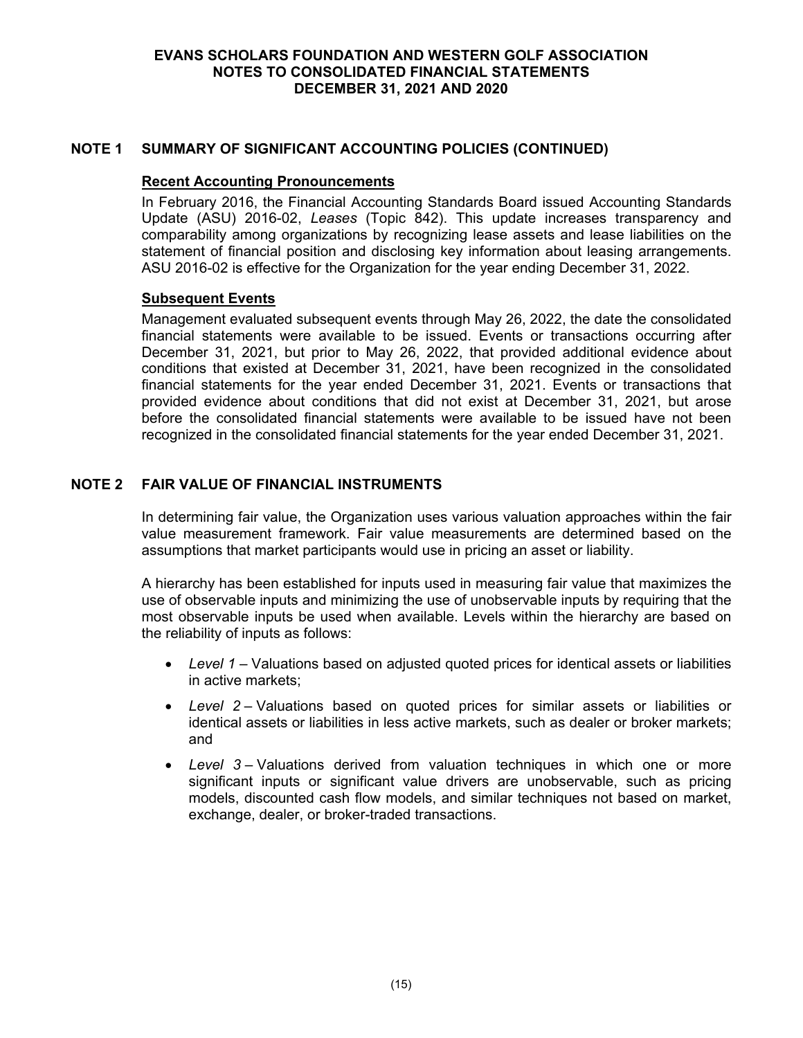# EVANS SCHOLARS FOUNDATION AND WESTERN GOLF ASSOCIATION
## NOTES TO CONSOLIDATED FINANCIAL STATEMENTS
## DECEMBER 31, 2021 AND 2020

## NOTE 1 SUMMARY OF SIGNIFICANT ACCOUNTING POLICIES (CONTINUED)

### Recent Accounting Pronouncements

In February 2016, the Financial Accounting Standards Board issued Accounting Standards Update (ASU) 2016-02, *Leases* (Topic 842). This update increases transparency and comparability among organizations by recognizing lease assets and lease liabilities on the statement of financial position and disclosing key information about leasing arrangements. ASU 2016-02 is effective for the Organization for the year ending December 31, 2022.

### Subsequent Events

Management evaluated subsequent events through May 26, 2022, the date the consolidated financial statements were available to be issued. Events or transactions occurring after December 31, 2021, but prior to May 26, 2022, that provided additional evidence about conditions that existed at December 31, 2021, have been recognized in the consolidated financial statements for the year ended December 31, 2021. Events or transactions that provided evidence about conditions that did not exist at December 31, 2021, but arose before the consolidated financial statements were available to be issued have not been recognized in the consolidated financial statements for the year ended December 31, 2021.

## NOTE 2 FAIR VALUE OF FINANCIAL INSTRUMENTS

In determining fair value, the Organization uses various valuation approaches within the fair value measurement framework. Fair value measurements are determined based on the assumptions that market participants would use in pricing an asset or liability.

A hierarchy has been established for inputs used in measuring fair value that maximizes the use of observable inputs and minimizing the use of unobservable inputs by requiring that the most observable inputs be used when available. Levels within the hierarchy are based on the reliability of inputs as follows:

- *Level 1* – Valuations based on adjusted quoted prices for identical assets or liabilities in active markets;
- *Level 2* – Valuations based on quoted prices for similar assets or liabilities or identical assets or liabilities in less active markets, such as dealer or broker markets; and
- *Level 3* – Valuations derived from valuation techniques in which one or more significant inputs or significant value drivers are unobservable, such as pricing models, discounted cash flow models, and similar techniques not based on market, exchange, dealer, or broker-traded transactions.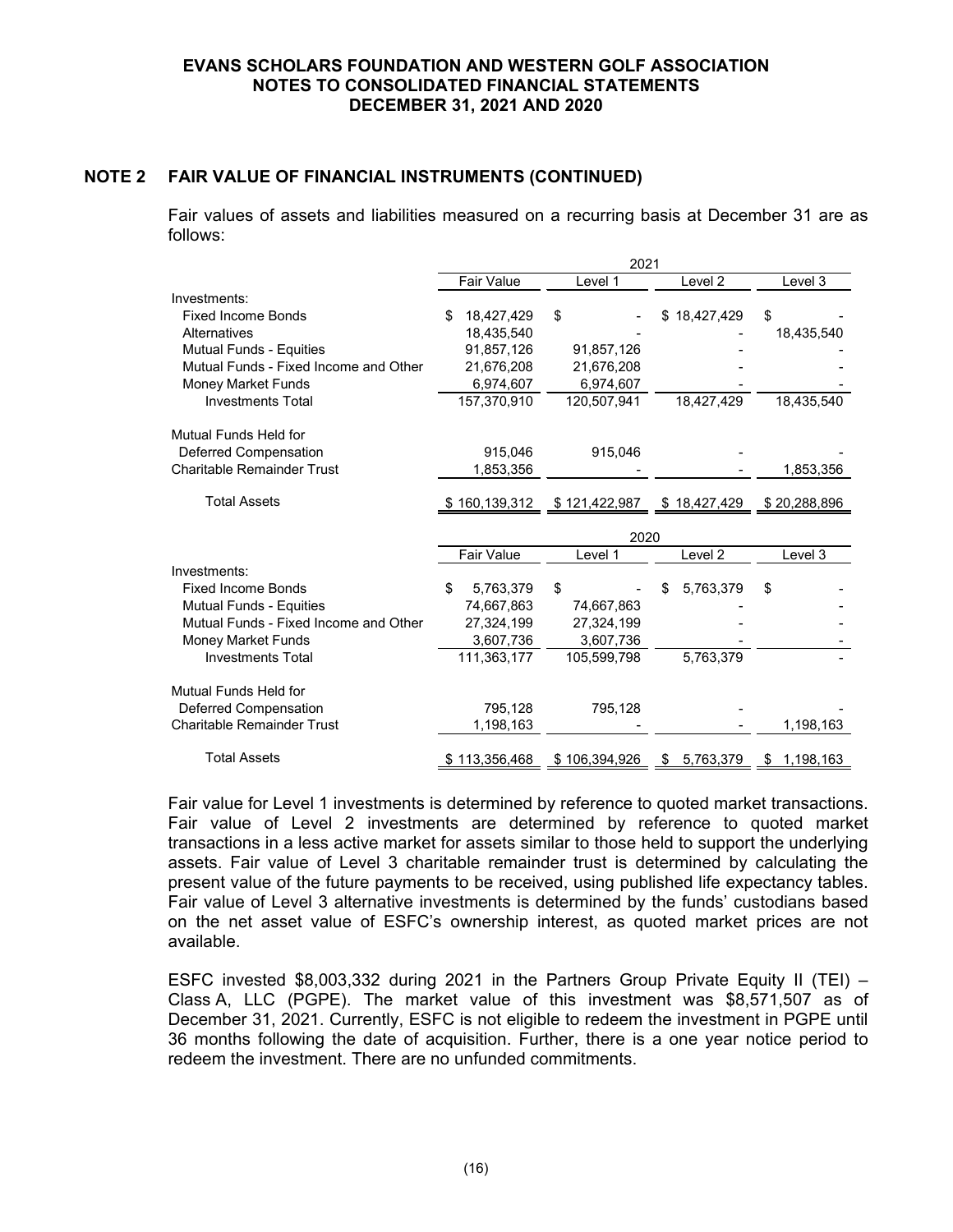**EVANS SCHOLARS FOUNDATION AND WESTERN GOLF ASSOCIATION**
**NOTES TO CONSOLIDATED FINANCIAL STATEMENTS**
**DECEMBER 31, 2021 AND 2020**

## NOTE 2 FAIR VALUE OF FINANCIAL INSTRUMENTS (CONTINUED)

Fair values of assets and liabilities measured on a recurring basis at December 31 are as follows:

| | 2021 | | | |
|---|---|---|---|---|
| | Fair Value | Level 1 | Level 2 | Level 3 |
| Investments: | | | | |
| Fixed Income Bonds | $ 18,427,429 | $ - | $ 18,427,429 | $ - |
| Alternatives | 18,435,540 | - | - | 18,435,540 |
| Mutual Funds - Equities | 91,857,126 | 91,857,126 | - | - |
| Mutual Funds - Fixed Income and Other | 21,676,208 | 21,676,208 | - | - |
| Money Market Funds | 6,974,607 | 6,974,607 | - | - |
| Investments Total | 157,370,910 | 120,507,941 | 18,427,429 | 18,435,540 |
| Mutual Funds Held for Deferred Compensation | 915,046 | 915,046 | - | - |
| Charitable Remainder Trust | 1,853,356 | - | - | 1,853,356 |
| Total Assets | $ 160,139,312 | $ 121,422,987 | $ 18,427,429 | $ 20,288,896 |

| | 2020 | | | |
|---|---|---|---|---|
| | Fair Value | Level 1 | Level 2 | Level 3 |
| Investments: | | | | |
| Fixed Income Bonds | $ 5,763,379 | $ - | $ 5,763,379 | $ - |
| Mutual Funds - Equities | 74,667,863 | 74,667,863 | - | - |
| Mutual Funds - Fixed Income and Other | 27,324,199 | 27,324,199 | - | - |
| Money Market Funds | 3,607,736 | 3,607,736 | - | - |
| Investments Total | 111,363,177 | 105,599,798 | 5,763,379 | - |
| Mutual Funds Held for Deferred Compensation | 795,128 | 795,128 | - | - |
| Charitable Remainder Trust | 1,198,163 | - | - | 1,198,163 |
| Total Assets | $ 113,356,468 | $ 106,394,926 | $ 5,763,379 | $ 1,198,163 |

Fair value for Level 1 investments is determined by reference to quoted market transactions. Fair value of Level 2 investments are determined by reference to quoted market transactions in a less active market for assets similar to those held to support the underlying assets. Fair value of Level 3 charitable remainder trust is determined by calculating the present value of the future payments to be received, using published life expectancy tables. Fair value of Level 3 alternative investments is determined by the funds' custodians based on the net asset value of ESFC's ownership interest, as quoted market prices are not available.

ESFC invested $8,003,332 during 2021 in the Partners Group Private Equity II (TEI) – Class A, LLC (PGPE). The market value of this investment was $8,571,507 as of December 31, 2021. Currently, ESFC is not eligible to redeem the investment in PGPE until 36 months following the date of acquisition. Further, there is a one year notice period to redeem the investment. There are no unfunded commitments.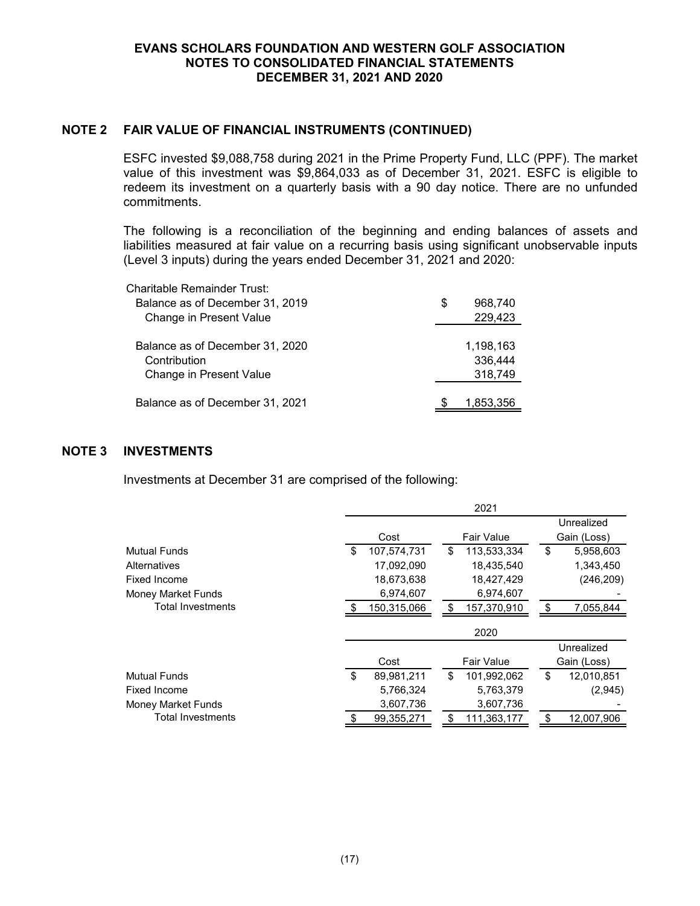## NOTE 2 FAIR VALUE OF FINANCIAL INSTRUMENTS (CONTINUED)

ESFC invested $9,088,758 during 2021 in the Prime Property Fund, LLC (PPF). The market value of this investment was $9,864,033 as of December 31, 2021. ESFC is eligible to redeem its investment on a quarterly basis with a 90 day notice. There are no unfunded commitments.

The following is a reconciliation of the beginning and ending balances of assets and liabilities measured at fair value on a recurring basis using significant unobservable inputs (Level 3 inputs) during the years ended December 31, 2021 and 2020:

| Charitable Remainder Trust: | |
|---|---|
| Balance as of December 31, 2019 | $ 968,740 |
| Change in Present Value | 229,423 |
| Balance as of December 31, 2020 | 1,198,163 |
| Contribution | 336,444 |
| Change in Present Value | 318,749 |
| Balance as of December 31, 2021 | $ 1,853,356 |

## NOTE 3 INVESTMENTS

Investments at December 31 are comprised of the following:

| | 2021 | | |
|---|---|---|---|
| | Cost | Fair Value | Unrealized Gain (Loss) |
| Mutual Funds | $ 107,574,731 | $ 113,533,334 | $ 5,958,603 |
| Alternatives | 17,092,090 | 18,435,540 | 1,343,450 |
| Fixed Income | 18,673,638 | 18,427,429 | (246,209) |
| Money Market Funds | 6,974,607 | 6,974,607 | - |
| Total Investments | $ 150,315,066 | $ 157,370,910 | $ 7,055,844 |

| | 2020 | | |
|---|---|---|---|
| | Cost | Fair Value | Unrealized Gain (Loss) |
| Mutual Funds | $ 89,981,211 | $ 101,992,062 | $ 12,010,851 |
| Fixed Income | 5,766,324 | 5,763,379 | (2,945) |
| Money Market Funds | 3,607,736 | 3,607,736 | - |
| Total Investments | $ 99,355,271 | $ 111,363,177 | $ 12,007,906 |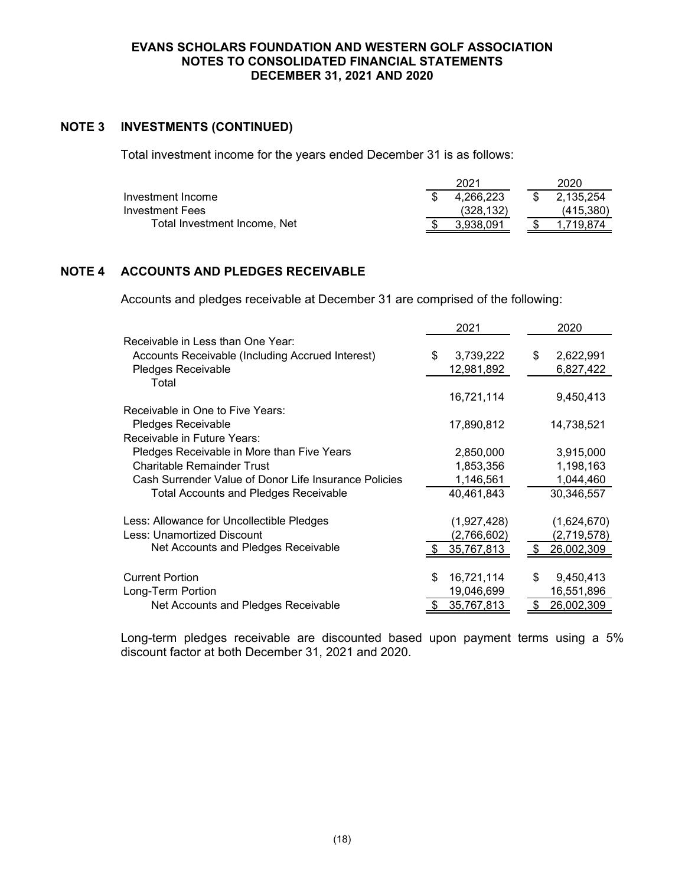# EVANS SCHOLARS FOUNDATION AND WESTERN GOLF ASSOCIATION
## NOTES TO CONSOLIDATED FINANCIAL STATEMENTS
## DECEMBER 31, 2021 AND 2020

## NOTE 3 INVESTMENTS (CONTINUED)

Total investment income for the years ended December 31 is as follows:

| | 2021 | 2020 |
|---|---|---|
| Investment Income | $ 4,266,223 | $ 2,135,254 |
| Investment Fees | (328,132) | (415,380) |
| Total Investment Income, Net | $ 3,938,091 | $ 1,719,874 |

## NOTE 4 ACCOUNTS AND PLEDGES RECEIVABLE

Accounts and pledges receivable at December 31 are comprised of the following:

| | 2021 | 2020 |
|---|---|---|
| Receivable in Less than One Year: | | |
| Accounts Receivable (Including Accrued Interest) | $ 3,739,222 | $ 2,622,991 |
| Pledges Receivable | 12,981,892 | 6,827,422 |
| Total | 16,721,114 | 9,450,413 |
| Receivable in One to Five Years: | | |
| Pledges Receivable | 17,890,812 | 14,738,521 |
| Receivable in Future Years: | | |
| Pledges Receivable in More than Five Years | 2,850,000 | 3,915,000 |
| Charitable Remainder Trust | 1,853,356 | 1,198,163 |
| Cash Surrender Value of Donor Life Insurance Policies | 1,146,561 | 1,044,460 |
| Total Accounts and Pledges Receivable | 40,461,843 | 30,346,557 |
| | | |
| Less: Allowance for Uncollectible Pledges | (1,927,428) | (1,624,670) |
| Less: Unamortized Discount | (2,766,602) | (2,719,578) |
| Net Accounts and Pledges Receivable | $ 35,767,813 | $ 26,002,309 |
| | | |
| Current Portion | $ 16,721,114 | $ 9,450,413 |
| Long-Term Portion | 19,046,699 | 16,551,896 |
| Net Accounts and Pledges Receivable | $ 35,767,813 | $ 26,002,309 |

Long-term pledges receivable are discounted based upon payment terms using a 5% discount factor at both December 31, 2021 and 2020.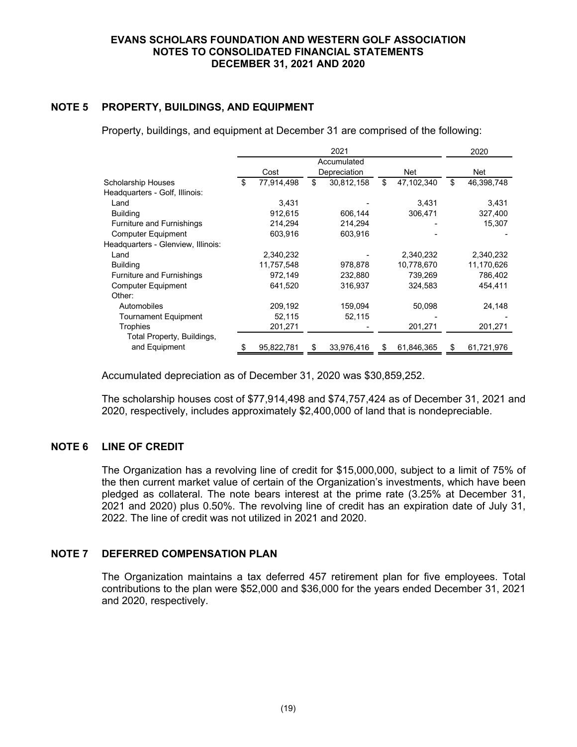## NOTE 5 PROPERTY, BUILDINGS, AND EQUIPMENT

Property, buildings, and equipment at December 31 are comprised of the following:

| | 2021 | | | 2020 |
|---|---|---|---|---|
| | Cost | Accumulated Depreciation | Net | Net |
| Scholarship Houses | $ 77,914,498 | $ 30,812,158 | $ 47,102,340 | $ 46,398,748 |
| Headquarters - Golf, Illinois: | | | | |
| Land | 3,431 | - | 3,431 | 3,431 |
| Building | 912,615 | 606,144 | 306,471 | 327,400 |
| Furniture and Furnishings | 214,294 | 214,294 | - | 15,307 |
| Computer Equipment | 603,916 | 603,916 | - | - |
| Headquarters - Glenview, Illinois: | | | | |
| Land | 2,340,232 | - | 2,340,232 | 2,340,232 |
| Building | 11,757,548 | 978,878 | 10,778,670 | 11,170,626 |
| Furniture and Furnishings | 972,149 | 232,880 | 739,269 | 786,402 |
| Computer Equipment | 641,520 | 316,937 | 324,583 | 454,411 |
| Other: | | | | |
| Automobiles | 209,192 | 159,094 | 50,098 | 24,148 |
| Tournament Equipment | 52,115 | 52,115 | - | - |
| Trophies | 201,271 | - | 201,271 | 201,271 |
| Total Property, Buildings, and Equipment | $ 95,822,781 | $ 33,976,416 | $ 61,846,365 | $ 61,721,976 |

Accumulated depreciation as of December 31, 2020 was $30,859,252.

The scholarship houses cost of $77,914,498 and $74,757,424 as of December 31, 2021 and 2020, respectively, includes approximately $2,400,000 of land that is nondepreciable.

## NOTE 6 LINE OF CREDIT

The Organization has a revolving line of credit for $15,000,000, subject to a limit of 75% of the then current market value of certain of the Organization's investments, which have been pledged as collateral. The note bears interest at the prime rate (3.25% at December 31, 2021 and 2020) plus 0.50%. The revolving line of credit has an expiration date of July 31, 2022. The line of credit was not utilized in 2021 and 2020.

## NOTE 7 DEFERRED COMPENSATION PLAN

The Organization maintains a tax deferred 457 retirement plan for five employees. Total contributions to the plan were $52,000 and $36,000 for the years ended December 31, 2021 and 2020, respectively.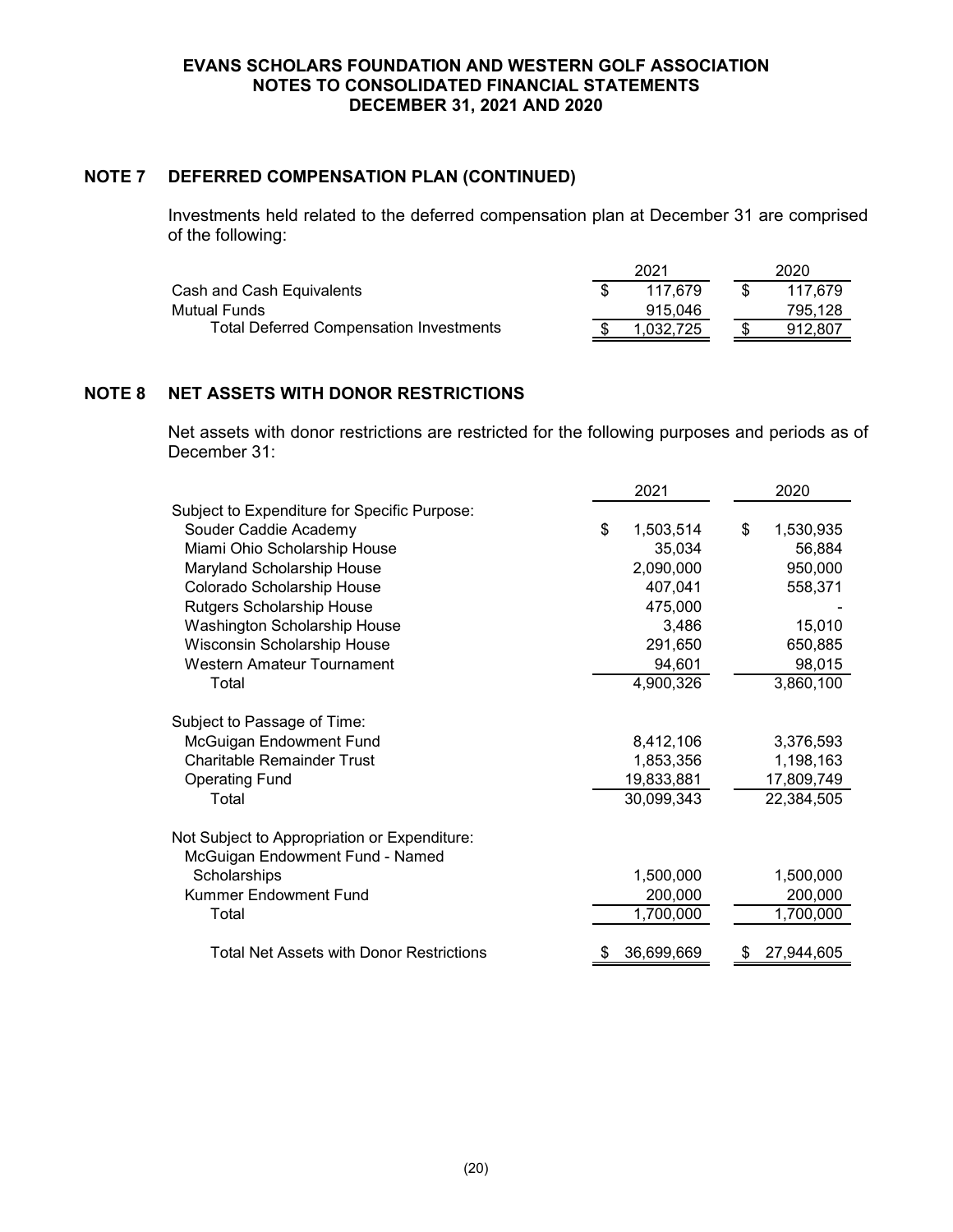## NOTE 7 DEFERRED COMPENSATION PLAN (CONTINUED)

Investments held related to the deferred compensation plan at December 31 are comprised of the following:

| | 2021 | 2020 |
|---|---|---|
| Cash and Cash Equivalents | $ 117,679 | $ 117,679 |
| Mutual Funds | 915,046 | 795,128 |
| Total Deferred Compensation Investments | $ 1,032,725 | $ 912,807 |

## NOTE 8 NET ASSETS WITH DONOR RESTRICTIONS

Net assets with donor restrictions are restricted for the following purposes and periods as of December 31:

| | 2021 | 2020 |
|---|---|---|
| Subject to Expenditure for Specific Purpose: | | |
| Souder Caddie Academy | $ 1,503,514 | $ 1,530,935 |
| Miami Ohio Scholarship House | 35,034 | 56,884 |
| Maryland Scholarship House | 2,090,000 | 950,000 |
| Colorado Scholarship House | 407,041 | 558,371 |
| Rutgers Scholarship House | 475,000 | - |
| Washington Scholarship House | 3,486 | 15,010 |
| Wisconsin Scholarship House | 291,650 | 650,885 |
| Western Amateur Tournament | 94,601 | 98,015 |
| Total | 4,900,326 | 3,860,100 |
| Subject to Passage of Time: | | |
| McGuigan Endowment Fund | 8,412,106 | 3,376,593 |
| Charitable Remainder Trust | 1,853,356 | 1,198,163 |
| Operating Fund | 19,833,881 | 17,809,749 |
| Total | 30,099,343 | 22,384,505 |
| Not Subject to Appropriation or Expenditure: | | |
| McGuigan Endowment Fund - Named Scholarships | 1,500,000 | 1,500,000 |
| Kummer Endowment Fund | 200,000 | 200,000 |
| Total | 1,700,000 | 1,700,000 |
| Total Net Assets with Donor Restrictions | $ 36,699,669 | $ 27,944,605 |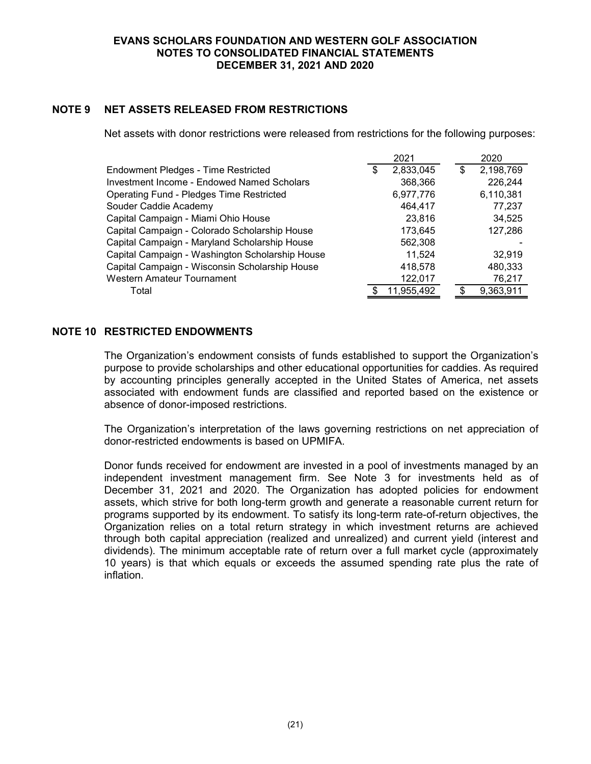## NOTE 9 NET ASSETS RELEASED FROM RESTRICTIONS

Net assets with donor restrictions were released from restrictions for the following purposes:

| | 2021 | 2020 |
|---|---|---|
| Endowment Pledges - Time Restricted | $ 2,833,045 | $ 2,198,769 |
| Investment Income - Endowed Named Scholars | 368,366 | 226,244 |
| Operating Fund - Pledges Time Restricted | 6,977,776 | 6,110,381 |
| Souder Caddie Academy | 464,417 | 77,237 |
| Capital Campaign - Miami Ohio House | 23,816 | 34,525 |
| Capital Campaign - Colorado Scholarship House | 173,645 | 127,286 |
| Capital Campaign - Maryland Scholarship House | 562,308 | - |
| Capital Campaign - Washington Scholarship House | 11,524 | 32,919 |
| Capital Campaign - Wisconsin Scholarship House | 418,578 | 480,333 |
| Western Amateur Tournament | 122,017 | 76,217 |
| Total | $ 11,955,492 | $ 9,363,911 |

## NOTE 10 RESTRICTED ENDOWMENTS

The Organization's endowment consists of funds established to support the Organization's purpose to provide scholarships and other educational opportunities for caddies. As required by accounting principles generally accepted in the United States of America, net assets associated with endowment funds are classified and reported based on the existence or absence of donor-imposed restrictions.

The Organization's interpretation of the laws governing restrictions on net appreciation of donor-restricted endowments is based on UPMIFA.

Donor funds received for endowment are invested in a pool of investments managed by an independent investment management firm. See Note 3 for investments held as of December 31, 2021 and 2020. The Organization has adopted policies for endowment assets, which strive for both long-term growth and generate a reasonable current return for programs supported by its endowment. To satisfy its long-term rate-of-return objectives, the Organization relies on a total return strategy in which investment returns are achieved through both capital appreciation (realized and unrealized) and current yield (interest and dividends). The minimum acceptable rate of return over a full market cycle (approximately 10 years) is that which equals or exceeds the assumed spending rate plus the rate of inflation.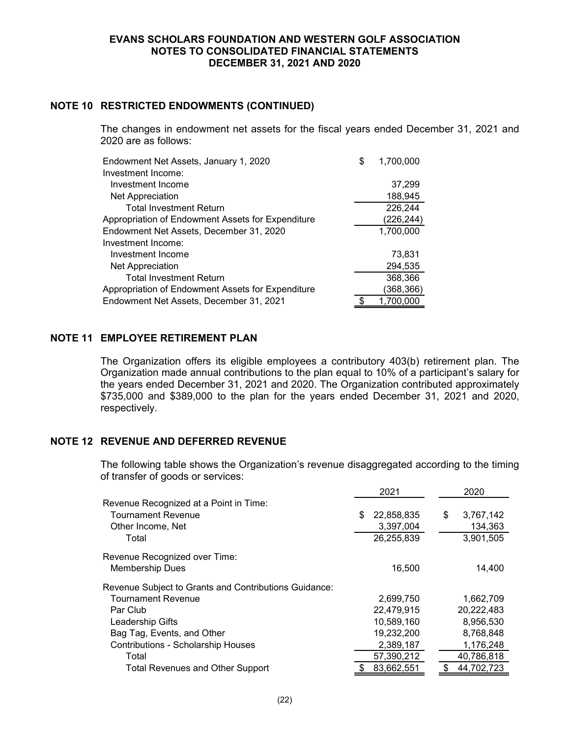**EVANS SCHOLARS FOUNDATION AND WESTERN GOLF ASSOCIATION**
**NOTES TO CONSOLIDATED FINANCIAL STATEMENTS**
**DECEMBER 31, 2021 AND 2020**

## NOTE 10 RESTRICTED ENDOWMENTS (CONTINUED)

The changes in endowment net assets for the fiscal years ended December 31, 2021 and 2020 are as follows:

| | |
|---|---|
| Endowment Net Assets, January 1, 2020 | $ 1,700,000 |
| Investment Income: | |
| Investment Income | 37,299 |
| Net Appreciation | 188,945 |
| Total Investment Return | 226,244 |
| Appropriation of Endowment Assets for Expenditure | (226,244) |
| Endowment Net Assets, December 31, 2020 | 1,700,000 |
| Investment Income: | |
| Investment Income | 73,831 |
| Net Appreciation | 294,535 |
| Total Investment Return | 368,366 |
| Appropriation of Endowment Assets for Expenditure | (368,366) |
| Endowment Net Assets, December 31, 2021 | $ 1,700,000 |

## NOTE 11 EMPLOYEE RETIREMENT PLAN

The Organization offers its eligible employees a contributory 403(b) retirement plan. The Organization made annual contributions to the plan equal to 10% of a participant's salary for the years ended December 31, 2021 and 2020. The Organization contributed approximately $735,000 and $389,000 to the plan for the years ended December 31, 2021 and 2020, respectively.

## NOTE 12 REVENUE AND DEFERRED REVENUE

The following table shows the Organization's revenue disaggregated according to the timing of transfer of goods or services:

| | 2021 | 2020 |
|---|---|---|
| Revenue Recognized at a Point in Time: | | |
| Tournament Revenue | $ 22,858,835 | $ 3,767,142 |
| Other Income, Net | 3,397,004 | 134,363 |
| Total | 26,255,839 | 3,901,505 |
| Revenue Recognized over Time: | | |
| Membership Dues | 16,500 | 14,400 |
| Revenue Subject to Grants and Contributions Guidance: | | |
| Tournament Revenue | 2,699,750 | 1,662,709 |
| Par Club | 22,479,915 | 20,222,483 |
| Leadership Gifts | 10,589,160 | 8,956,530 |
| Bag Tag, Events, and Other | 19,232,200 | 8,768,848 |
| Contributions - Scholarship Houses | 2,389,187 | 1,176,248 |
| Total | 57,390,212 | 40,786,818 |
| Total Revenues and Other Support | $ 83,662,551 | $ 44,702,723 |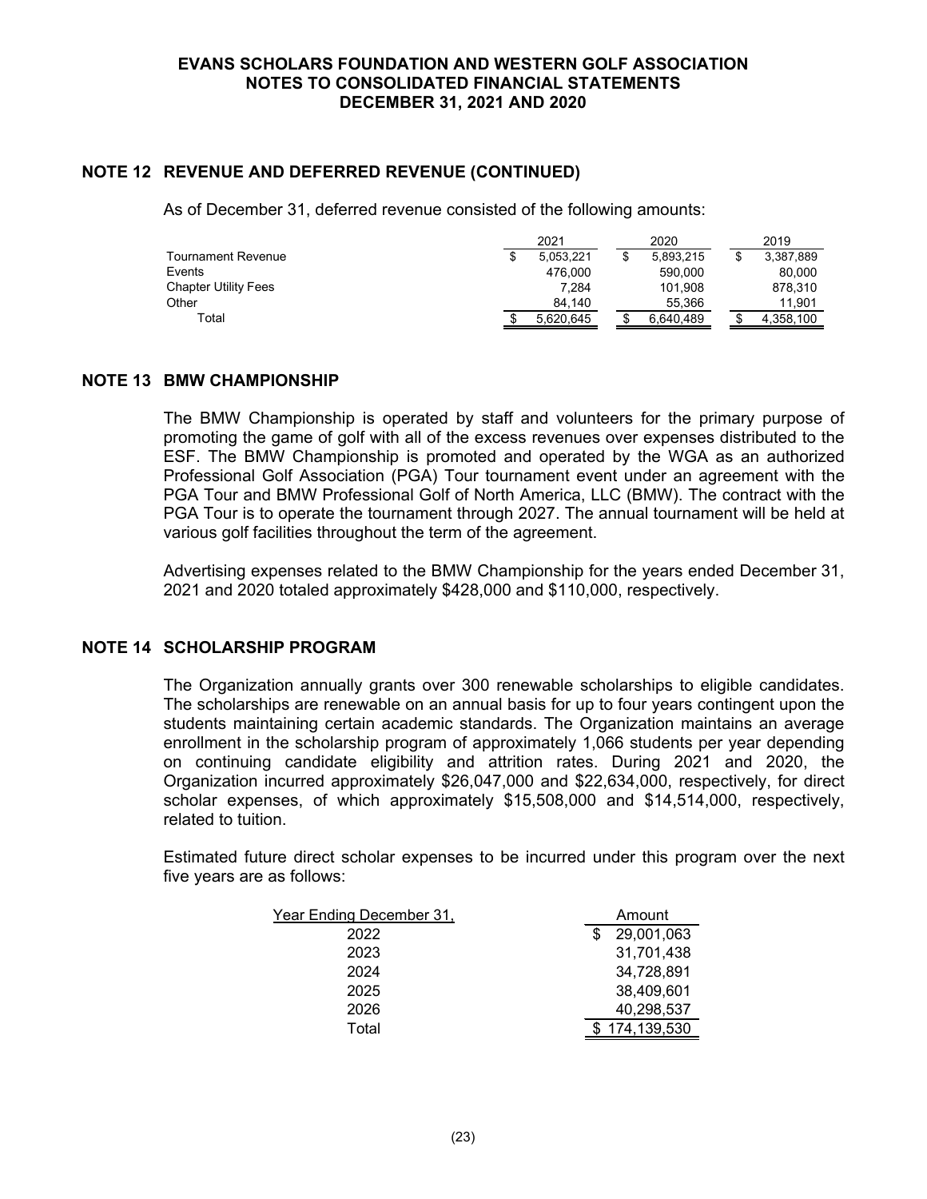## NOTE 12 REVENUE AND DEFERRED REVENUE (CONTINUED)

As of December 31, deferred revenue consisted of the following amounts:

| | 2021 | 2020 | 2019 |
|---|---|---|---|
| Tournament Revenue | $ 5,053,221 | $ 5,893,215 | $ 3,387,889 |
| Events | 476,000 | 590,000 | 80,000 |
| Chapter Utility Fees | 7,284 | 101,908 | 878,310 |
| Other | 84,140 | 55,366 | 11,901 |
| Total | $ 5,620,645 | $ 6,640,489 | $ 4,358,100 |

## NOTE 13 BMW CHAMPIONSHIP

The BMW Championship is operated by staff and volunteers for the primary purpose of promoting the game of golf with all of the excess revenues over expenses distributed to the ESF. The BMW Championship is promoted and operated by the WGA as an authorized Professional Golf Association (PGA) Tour tournament event under an agreement with the PGA Tour and BMW Professional Golf of North America, LLC (BMW). The contract with the PGA Tour is to operate the tournament through 2027. The annual tournament will be held at various golf facilities throughout the term of the agreement.

Advertising expenses related to the BMW Championship for the years ended December 31, 2021 and 2020 totaled approximately $428,000 and $110,000, respectively.

## NOTE 14 SCHOLARSHIP PROGRAM

The Organization annually grants over 300 renewable scholarships to eligible candidates. The scholarships are renewable on an annual basis for up to four years contingent upon the students maintaining certain academic standards. The Organization maintains an average enrollment in the scholarship program of approximately 1,066 students per year depending on continuing candidate eligibility and attrition rates. During 2021 and 2020, the Organization incurred approximately $26,047,000 and $22,634,000, respectively, for direct scholar expenses, of which approximately $15,508,000 and $14,514,000, respectively, related to tuition.

Estimated future direct scholar expenses to be incurred under this program over the next five years are as follows:

| Year Ending December 31, | Amount |
|---|---|
| 2022 | $ 29,001,063 |
| 2023 | 31,701,438 |
| 2024 | 34,728,891 |
| 2025 | 38,409,601 |
| 2026 | 40,298,537 |
| Total | $ 174,139,530 |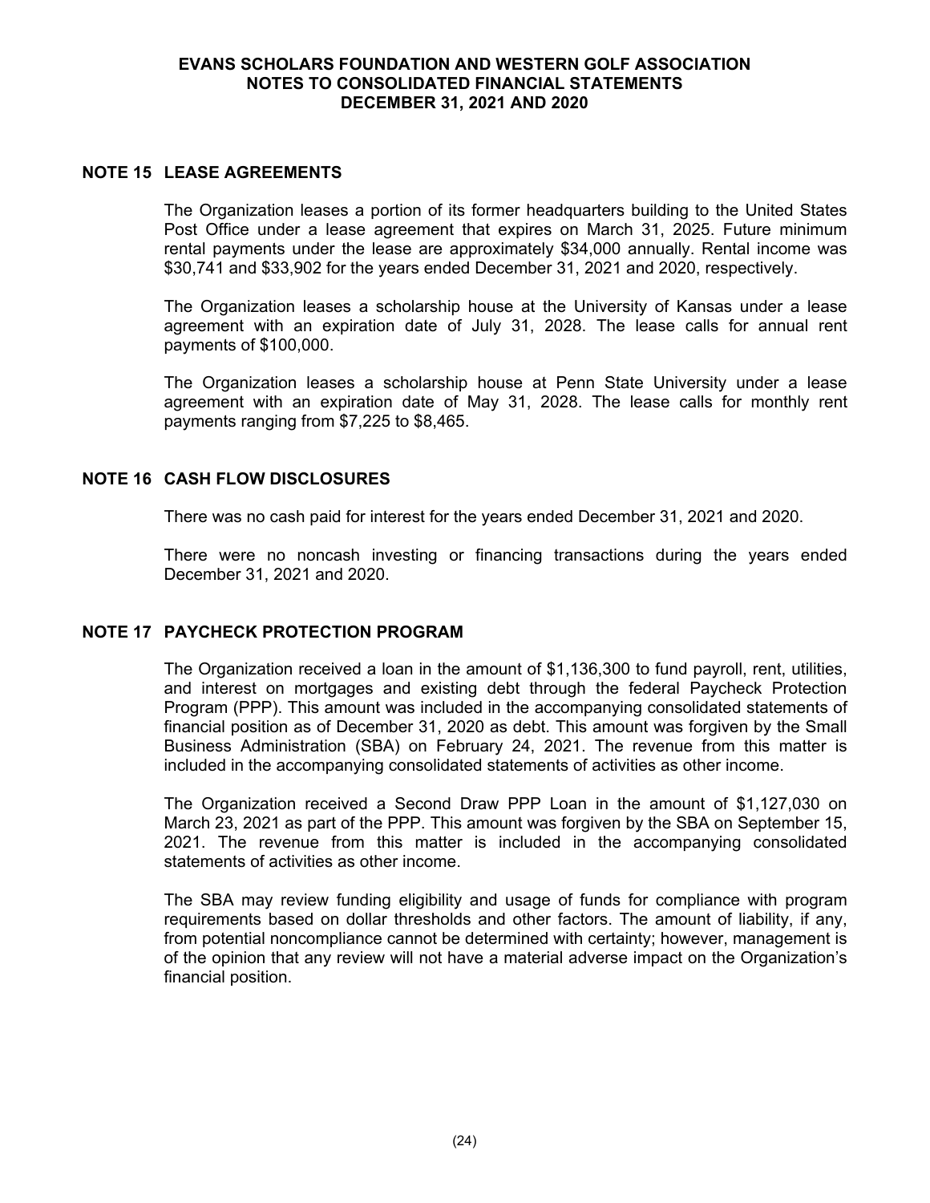## NOTE 15 LEASE AGREEMENTS

The Organization leases a portion of its former headquarters building to the United States Post Office under a lease agreement that expires on March 31, 2025. Future minimum rental payments under the lease are approximately $34,000 annually. Rental income was $30,741 and $33,902 for the years ended December 31, 2021 and 2020, respectively.

The Organization leases a scholarship house at the University of Kansas under a lease agreement with an expiration date of July 31, 2028. The lease calls for annual rent payments of $100,000.

The Organization leases a scholarship house at Penn State University under a lease agreement with an expiration date of May 31, 2028. The lease calls for monthly rent payments ranging from $7,225 to $8,465.

## NOTE 16 CASH FLOW DISCLOSURES

There was no cash paid for interest for the years ended December 31, 2021 and 2020.

There were no noncash investing or financing transactions during the years ended December 31, 2021 and 2020.

## NOTE 17 PAYCHECK PROTECTION PROGRAM

The Organization received a loan in the amount of $1,136,300 to fund payroll, rent, utilities, and interest on mortgages and existing debt through the federal Paycheck Protection Program (PPP). This amount was included in the accompanying consolidated statements of financial position as of December 31, 2020 as debt. This amount was forgiven by the Small Business Administration (SBA) on February 24, 2021. The revenue from this matter is included in the accompanying consolidated statements of activities as other income.

The Organization received a Second Draw PPP Loan in the amount of $1,127,030 on March 23, 2021 as part of the PPP. This amount was forgiven by the SBA on September 15, 2021. The revenue from this matter is included in the accompanying consolidated statements of activities as other income.

The SBA may review funding eligibility and usage of funds for compliance with program requirements based on dollar thresholds and other factors. The amount of liability, if any, from potential noncompliance cannot be determined with certainty; however, management is of the opinion that any review will not have a material adverse impact on the Organization's financial position.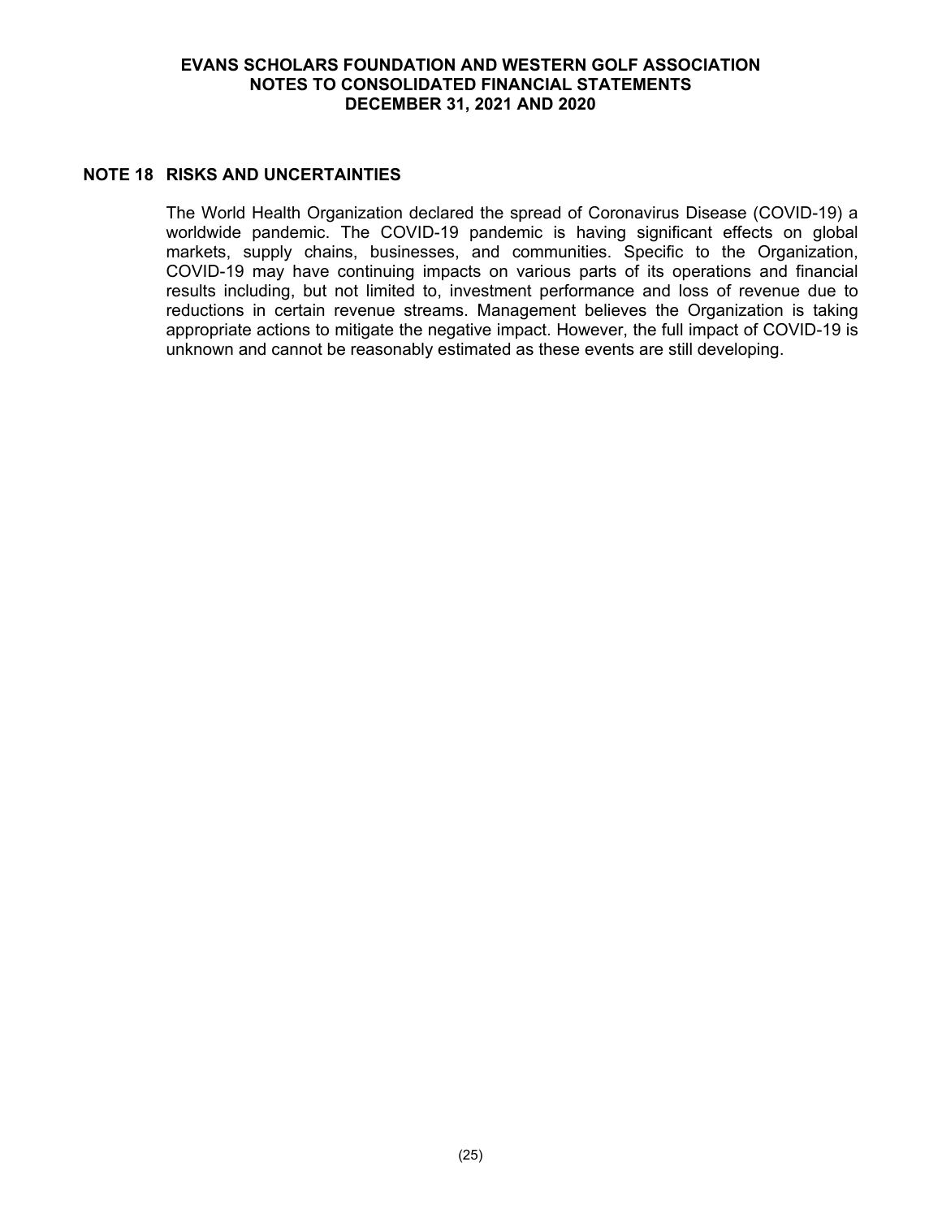## NOTE 18 RISKS AND UNCERTAINTIES

The World Health Organization declared the spread of Coronavirus Disease (COVID-19) a worldwide pandemic. The COVID-19 pandemic is having significant effects on global markets, supply chains, businesses, and communities. Specific to the Organization, COVID-19 may have continuing impacts on various parts of its operations and financial results including, but not limited to, investment performance and loss of revenue due to reductions in certain revenue streams. Management believes the Organization is taking appropriate actions to mitigate the negative impact. However, the full impact of COVID-19 is unknown and cannot be reasonably estimated as these events are still developing.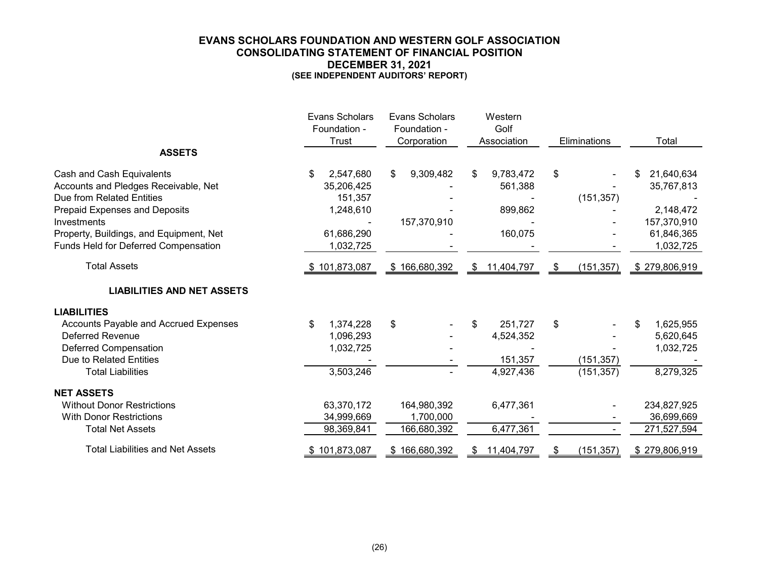# EVANS SCHOLARS FOUNDATION AND WESTERN GOLF ASSOCIATION
## CONSOLIDATING STATEMENT OF FINANCIAL POSITION
## DECEMBER 31, 2021
### (SEE INDEPENDENT AUDITORS' REPORT)

| | Evans Scholars Foundation - Trust | Evans Scholars Foundation - Corporation | Western Golf Association | Eliminations | Total |
|---|---|---|---|---|---|
| **ASSETS** | | | | | |
| Cash and Cash Equivalents | $ 2,547,680 | $ 9,309,482 | $ 9,783,472 | $ - | $ 21,640,634 |
| Accounts and Pledges Receivable, Net | 35,206,425 | - | 561,388 | - | 35,767,813 |
| Due from Related Entities | 151,357 | - | - | (151,357) | - |
| Prepaid Expenses and Deposits | 1,248,610 | - | 899,862 | - | 2,148,472 |
| Investments | - | 157,370,910 | - | - | 157,370,910 |
| Property, Buildings, and Equipment, Net | 61,686,290 | - | 160,075 | - | 61,846,365 |
| Funds Held for Deferred Compensation | 1,032,725 | - | - | - | 1,032,725 |
| Total Assets | $ 101,873,087 | $ 166,680,392 | $ 11,404,797 | $ (151,357) | $ 279,806,919 |
| **LIABILITIES AND NET ASSETS** | | | | | |
| **LIABILITIES** | | | | | |
| Accounts Payable and Accrued Expenses | $ 1,374,228 | $ - | $ 251,727 | $ - | $ 1,625,955 |
| Deferred Revenue | 1,096,293 | - | 4,524,352 | - | 5,620,645 |
| Deferred Compensation | 1,032,725 | - | - | - | 1,032,725 |
| Due to Related Entities | - | - | 151,357 | (151,357) | - |
| Total Liabilities | 3,503,246 | - | 4,927,436 | (151,357) | 8,279,325 |
| **NET ASSETS** | | | | | |
| Without Donor Restrictions | 63,370,172 | 164,980,392 | 6,477,361 | - | 234,827,925 |
| With Donor Restrictions | 34,999,669 | 1,700,000 | - | - | 36,699,669 |
| Total Net Assets | 98,369,841 | 166,680,392 | 6,477,361 | - | 271,527,594 |
| Total Liabilities and Net Assets | $ 101,873,087 | $ 166,680,392 | $ 11,404,797 | $ (151,357) | $ 279,806,919 |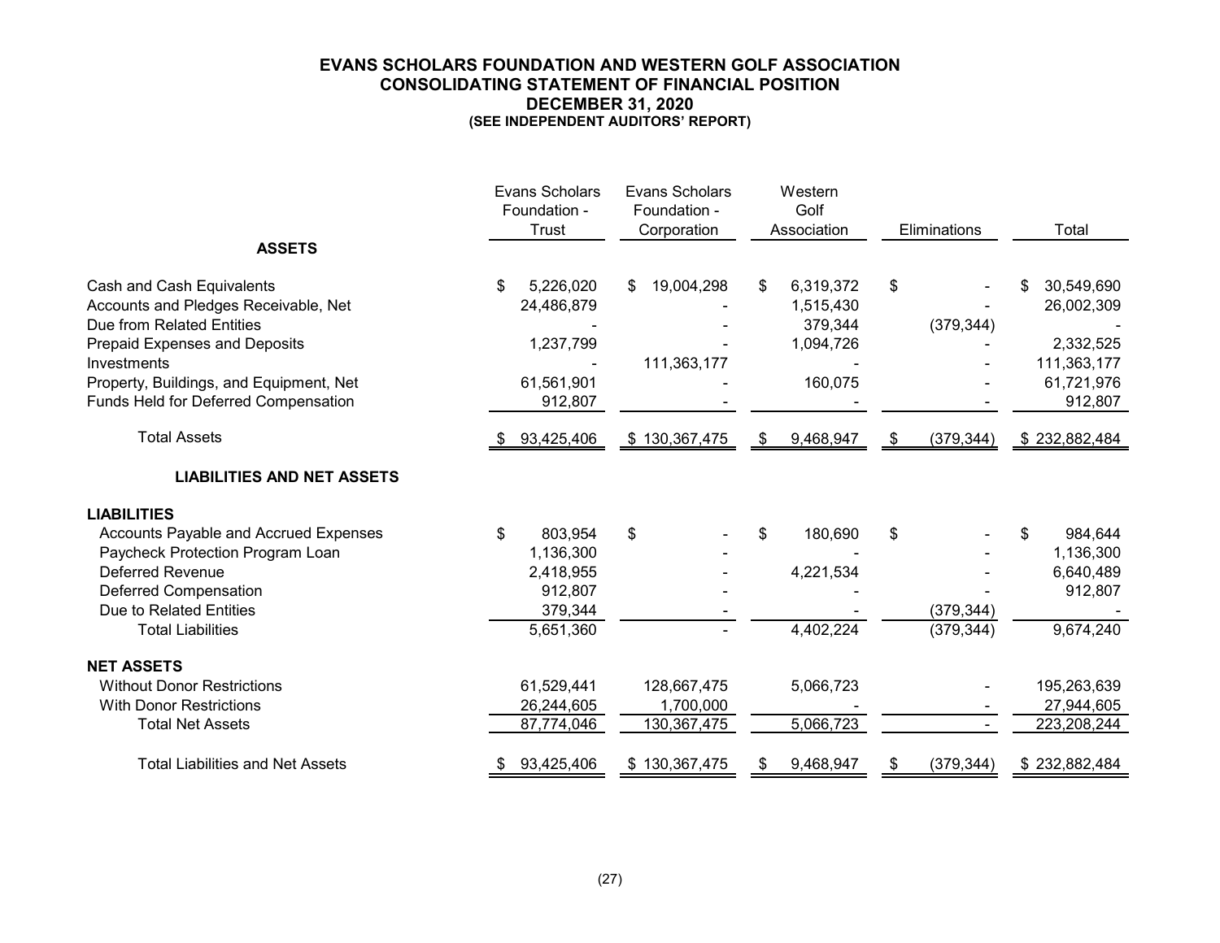# EVANS SCHOLARS FOUNDATION AND WESTERN GOLF ASSOCIATION
## CONSOLIDATING STATEMENT OF FINANCIAL POSITION
## DECEMBER 31, 2020
**(SEE INDEPENDENT AUDITORS' REPORT)**

| | Evans Scholars Foundation - Trust | Evans Scholars Foundation - Corporation | Western Golf Association | Eliminations | Total |
|---|---|---|---|---|---|
| **ASSETS** | | | | | |
| Cash and Cash Equivalents | $ 5,226,020 | $ 19,004,298 | $ 6,319,372 | $ - | $ 30,549,690 |
| Accounts and Pledges Receivable, Net | 24,486,879 | - | 1,515,430 | - | 26,002,309 |
| Due from Related Entities | - | - | 379,344 | (379,344) | - |
| Prepaid Expenses and Deposits | 1,237,799 | - | 1,094,726 | - | 2,332,525 |
| Investments | - | 111,363,177 | - | - | 111,363,177 |
| Property, Buildings, and Equipment, Net | 61,561,901 | - | 160,075 | - | 61,721,976 |
| Funds Held for Deferred Compensation | 912,807 | - | - | - | 912,807 |
| Total Assets | $ 93,425,406 | $ 130,367,475 | $ 9,468,947 | $ (379,344) | $ 232,882,484 |
| **LIABILITIES AND NET ASSETS** | | | | | |
| **LIABILITIES** | | | | | |
| Accounts Payable and Accrued Expenses | $ 803,954 | $ - | $ 180,690 | $ - | $ 984,644 |
| Paycheck Protection Program Loan | 1,136,300 | - | - | - | 1,136,300 |
| Deferred Revenue | 2,418,955 | - | 4,221,534 | - | 6,640,489 |
| Deferred Compensation | 912,807 | - | - | - | 912,807 |
| Due to Related Entities | 379,344 | - | - | (379,344) | - |
| Total Liabilities | 5,651,360 | - | 4,402,224 | (379,344) | 9,674,240 |
| **NET ASSETS** | | | | | |
| Without Donor Restrictions | 61,529,441 | 128,667,475 | 5,066,723 | - | 195,263,639 |
| With Donor Restrictions | 26,244,605 | 1,700,000 | - | - | 27,944,605 |
| Total Net Assets | 87,774,046 | 130,367,475 | 5,066,723 | - | 223,208,244 |
| Total Liabilities and Net Assets | $ 93,425,406 | $ 130,367,475 | $ 9,468,947 | $ (379,344) | $ 232,882,484 |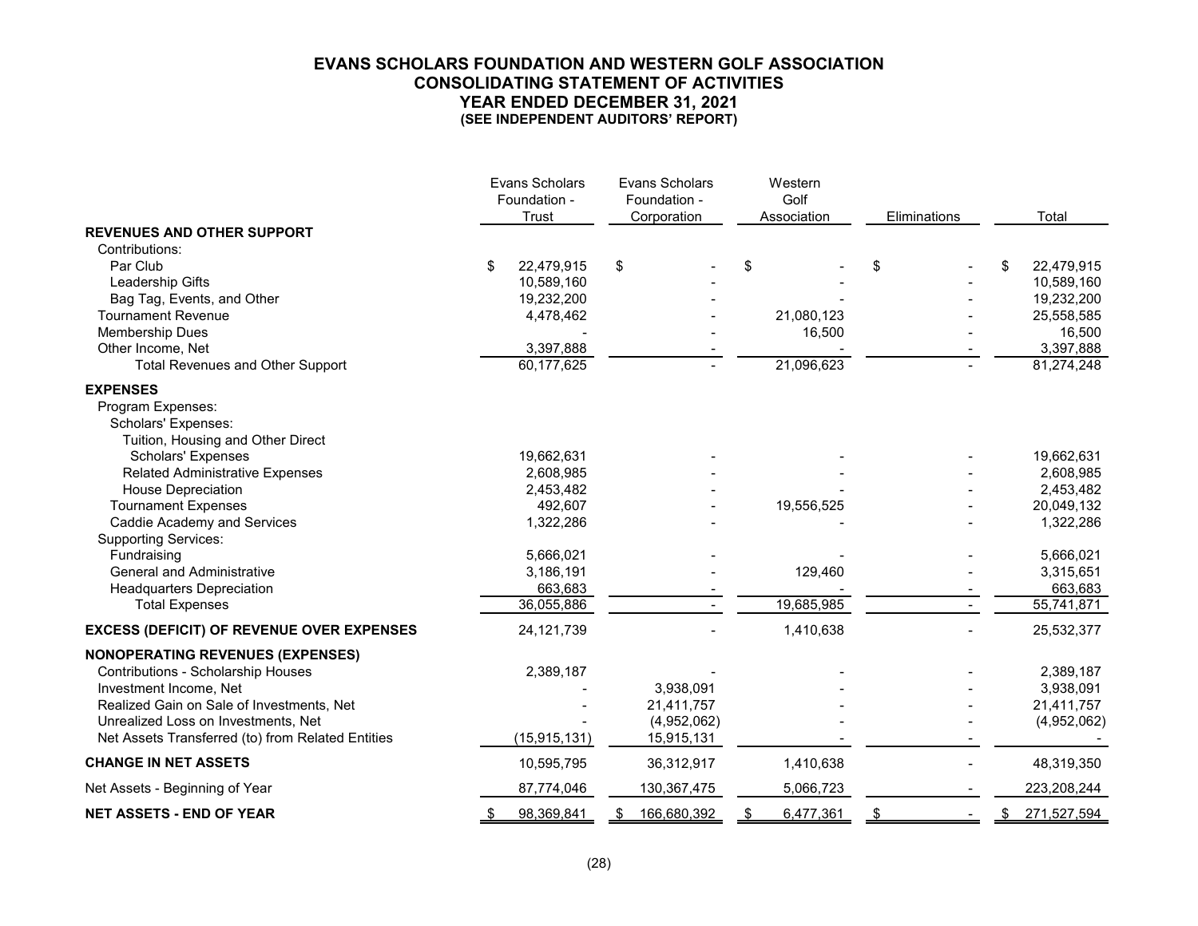# EVANS SCHOLARS FOUNDATION AND WESTERN GOLF ASSOCIATION
## CONSOLIDATING STATEMENT OF ACTIVITIES
## YEAR ENDED DECEMBER 31, 2021
### (SEE INDEPENDENT AUDITORS' REPORT)

| | Evans Scholars Foundation - Trust | Evans Scholars Foundation - Corporation | Western Golf Association | Eliminations | Total |
|---|---|---|---|---|---|
| **REVENUES AND OTHER SUPPORT** | | | | | |
| Contributions: | | | | | |
| Par Club | $ 22,479,915 | $ - | $ - | $ - | $ 22,479,915 |
| Leadership Gifts | 10,589,160 | - | - | - | 10,589,160 |
| Bag Tag, Events, and Other | 19,232,200 | - | - | - | 19,232,200 |
| Tournament Revenue | 4,478,462 | - | 21,080,123 | - | 25,558,585 |
| Membership Dues | - | - | 16,500 | - | 16,500 |
| Other Income, Net | 3,397,888 | - | - | - | 3,397,888 |
| Total Revenues and Other Support | 60,177,625 | - | 21,096,623 | - | 81,274,248 |
| **EXPENSES** | | | | | |
| Program Expenses: | | | | | |
| Scholars' Expenses: | | | | | |
| Tuition, Housing and Other Direct Scholars' Expenses | 19,662,631 | - | - | - | 19,662,631 |
| Related Administrative Expenses | 2,608,985 | - | - | - | 2,608,985 |
| House Depreciation | 2,453,482 | - | - | - | 2,453,482 |
| Tournament Expenses | 492,607 | - | 19,556,525 | - | 20,049,132 |
| Caddie Academy and Services | 1,322,286 | - | - | - | 1,322,286 |
| Supporting Services: | | | | | |
| Fundraising | 5,666,021 | - | - | - | 5,666,021 |
| General and Administrative | 3,186,191 | - | 129,460 | - | 3,315,651 |
| Headquarters Depreciation | 663,683 | - | - | - | 663,683 |
| Total Expenses | 36,055,886 | - | 19,685,985 | - | 55,741,871 |
| **EXCESS (DEFICIT) OF REVENUE OVER EXPENSES** | 24,121,739 | - | 1,410,638 | - | 25,532,377 |
| **NONOPERATING REVENUES (EXPENSES)** | | | | | |
| Contributions - Scholarship Houses | 2,389,187 | - | - | - | 2,389,187 |
| Investment Income, Net | - | 3,938,091 | - | - | 3,938,091 |
| Realized Gain on Sale of Investments, Net | - | 21,411,757 | - | - | 21,411,757 |
| Unrealized Loss on Investments, Net | - | (4,952,062) | - | - | (4,952,062) |
| Net Assets Transferred (to) from Related Entities | (15,915,131) | 15,915,131 | - | - | - |
| **CHANGE IN NET ASSETS** | 10,595,795 | 36,312,917 | 1,410,638 | - | 48,319,350 |
| Net Assets - Beginning of Year | 87,774,046 | 130,367,475 | 5,066,723 | - | 223,208,244 |
| **NET ASSETS - END OF YEAR** | $ 98,369,841 | $ 166,680,392 | $ 6,477,361 | $ - | $ 271,527,594 |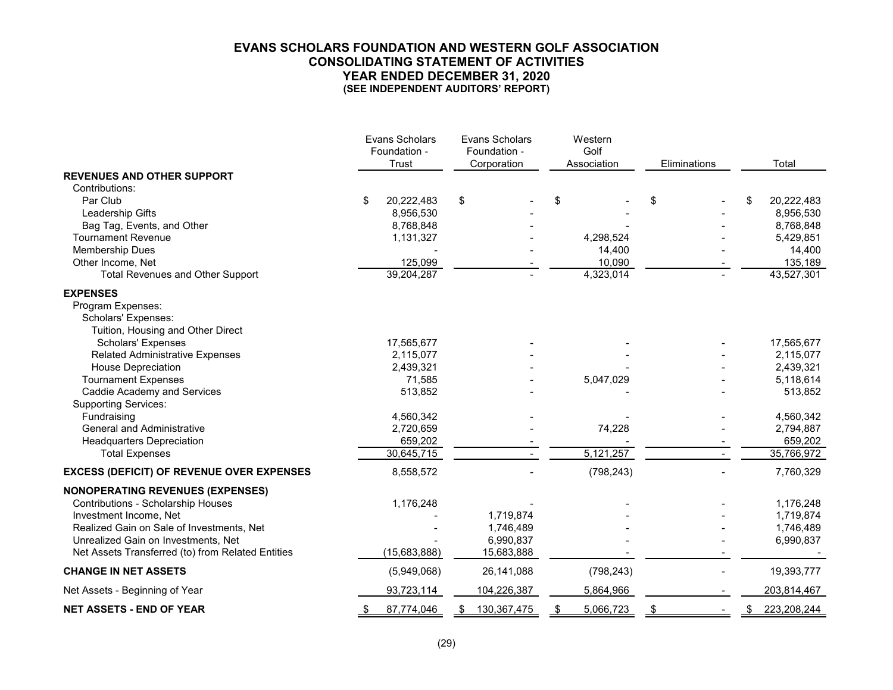# EVANS SCHOLARS FOUNDATION AND WESTERN GOLF ASSOCIATION
## CONSOLIDATING STATEMENT OF ACTIVITIES
## YEAR ENDED DECEMBER 31, 2020
### (SEE INDEPENDENT AUDITORS' REPORT)

| | Evans Scholars Foundation - Trust | Evans Scholars Foundation - Corporation | Western Golf Association | Eliminations | Total |
|---|---|---|---|---|---|
| **REVENUES AND OTHER SUPPORT** | | | | | |
| Contributions: | | | | | |
| Par Club | $ 20,222,483 | $ - | $ - | $ - | $ 20,222,483 |
| Leadership Gifts | 8,956,530 | - | - | - | 8,956,530 |
| Bag Tag, Events, and Other | 8,768,848 | - | - | - | 8,768,848 |
| Tournament Revenue | 1,131,327 | - | 4,298,524 | - | 5,429,851 |
| Membership Dues | - | - | 14,400 | - | 14,400 |
| Other Income, Net | 125,099 | - | 10,090 | - | 135,189 |
| Total Revenues and Other Support | 39,204,287 | - | 4,323,014 | - | 43,527,301 |
| **EXPENSES** | | | | | |
| Program Expenses: | | | | | |
| Scholars' Expenses: | | | | | |
| Tuition, Housing and Other Direct Scholars' Expenses | 17,565,677 | - | - | - | 17,565,677 |
| Related Administrative Expenses | 2,115,077 | - | - | - | 2,115,077 |
| House Depreciation | 2,439,321 | - | - | - | 2,439,321 |
| Tournament Expenses | 71,585 | - | 5,047,029 | - | 5,118,614 |
| Caddie Academy and Services | 513,852 | - | - | - | 513,852 |
| Supporting Services: | | | | | |
| Fundraising | 4,560,342 | - | - | - | 4,560,342 |
| General and Administrative | 2,720,659 | - | 74,228 | - | 2,794,887 |
| Headquarters Depreciation | 659,202 | - | - | - | 659,202 |
| Total Expenses | 30,645,715 | - | 5,121,257 | - | 35,766,972 |
| **EXCESS (DEFICIT) OF REVENUE OVER EXPENSES** | 8,558,572 | - | (798,243) | - | 7,760,329 |
| **NONOPERATING REVENUES (EXPENSES)** | | | | | |
| Contributions - Scholarship Houses | 1,176,248 | - | - | - | 1,176,248 |
| Investment Income, Net | - | 1,719,874 | - | - | 1,719,874 |
| Realized Gain on Sale of Investments, Net | - | 1,746,489 | - | - | 1,746,489 |
| Unrealized Gain on Investments, Net | - | 6,990,837 | - | - | 6,990,837 |
| Net Assets Transferred (to) from Related Entities | (15,683,888) | 15,683,888 | - | - | - |
| **CHANGE IN NET ASSETS** | (5,949,068) | 26,141,088 | (798,243) | - | 19,393,777 |
| Net Assets - Beginning of Year | 93,723,114 | 104,226,387 | 5,864,966 | - | 203,814,467 |
| **NET ASSETS - END OF YEAR** | $ 87,774,046 | $ 130,367,475 | $ 5,066,723 | $ - | $ 223,208,244 |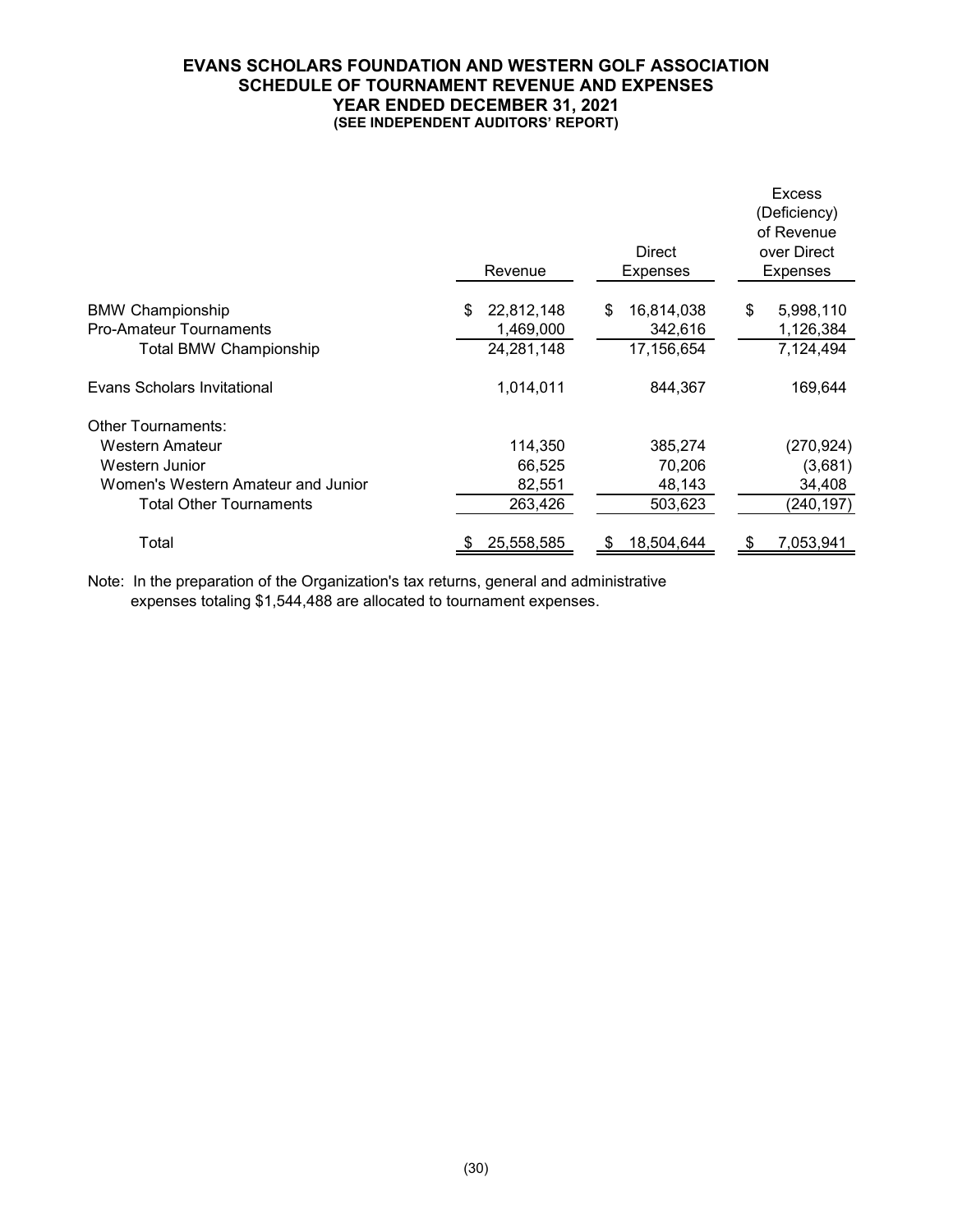# EVANS SCHOLARS FOUNDATION AND WESTERN GOLF ASSOCIATION
## SCHEDULE OF TOURNAMENT REVENUE AND EXPENSES
### YEAR ENDED DECEMBER 31, 2021
#### (SEE INDEPENDENT AUDITORS' REPORT)

| | Revenue | Direct Expenses | Excess (Deficiency) of Revenue over Direct Expenses |
|---|---|---|---|
| BMW Championship | $ 22,812,148 | $ 16,814,038 | $ 5,998,110 |
| Pro-Amateur Tournaments | 1,469,000 | 342,616 | 1,126,384 |
| Total BMW Championship | 24,281,148 | 17,156,654 | 7,124,494 |
| Evans Scholars Invitational | 1,014,011 | 844,367 | 169,644 |
| Other Tournaments: | | | |
| Western Amateur | 114,350 | 385,274 | (270,924) |
| Western Junior | 66,525 | 70,206 | (3,681) |
| Women's Western Amateur and Junior | 82,551 | 48,143 | 34,408 |
| Total Other Tournaments | 263,426 | 503,623 | (240,197) |
| Total | $ 25,558,585 | $ 18,504,644 | $ 7,053,941 |

Note: In the preparation of the Organization's tax returns, general and administrative expenses totaling $1,544,488 are allocated to tournament expenses.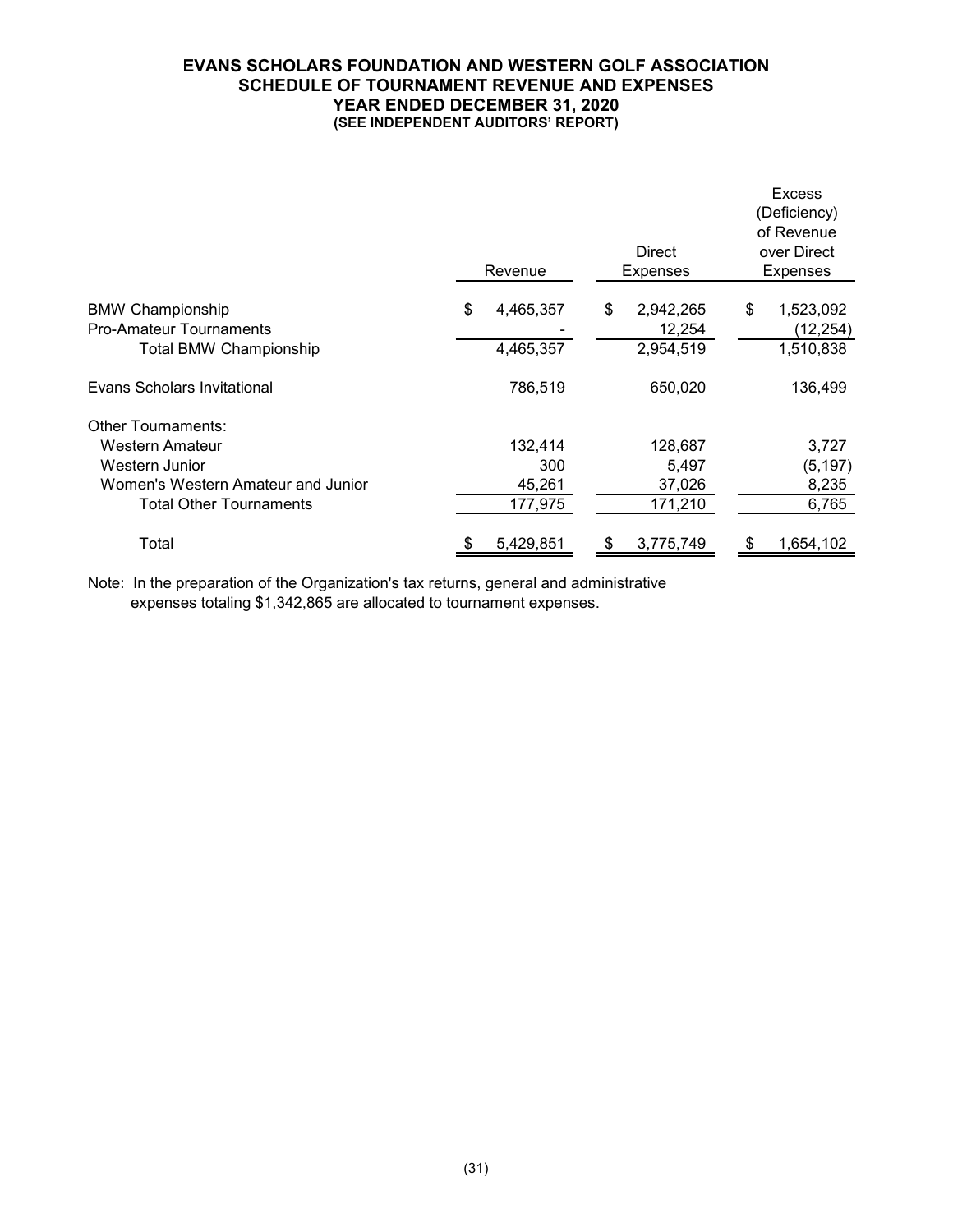# EVANS SCHOLARS FOUNDATION AND WESTERN GOLF ASSOCIATION
## SCHEDULE OF TOURNAMENT REVENUE AND EXPENSES
### YEAR ENDED DECEMBER 31, 2020
**(SEE INDEPENDENT AUDITORS' REPORT)**

| | Revenue | Direct Expenses | Excess (Deficiency) of Revenue over Direct Expenses |
|---|---|---|---|
| BMW Championship | $ 4,465,357 | $ 2,942,265 | $ 1,523,092 |
| Pro-Amateur Tournaments | - | 12,254 | (12,254) |
| Total BMW Championship | 4,465,357 | 2,954,519 | 1,510,838 |
| Evans Scholars Invitational | 786,519 | 650,020 | 136,499 |
| Other Tournaments: | | | |
| Western Amateur | 132,414 | 128,687 | 3,727 |
| Western Junior | 300 | 5,497 | (5,197) |
| Women's Western Amateur and Junior | 45,261 | 37,026 | 8,235 |
| Total Other Tournaments | 177,975 | 171,210 | 6,765 |
| Total | $ 5,429,851 | $ 3,775,749 | $ 1,654,102 |

Note: In the preparation of the Organization's tax returns, general and administrative expenses totaling $1,342,865 are allocated to tournament expenses.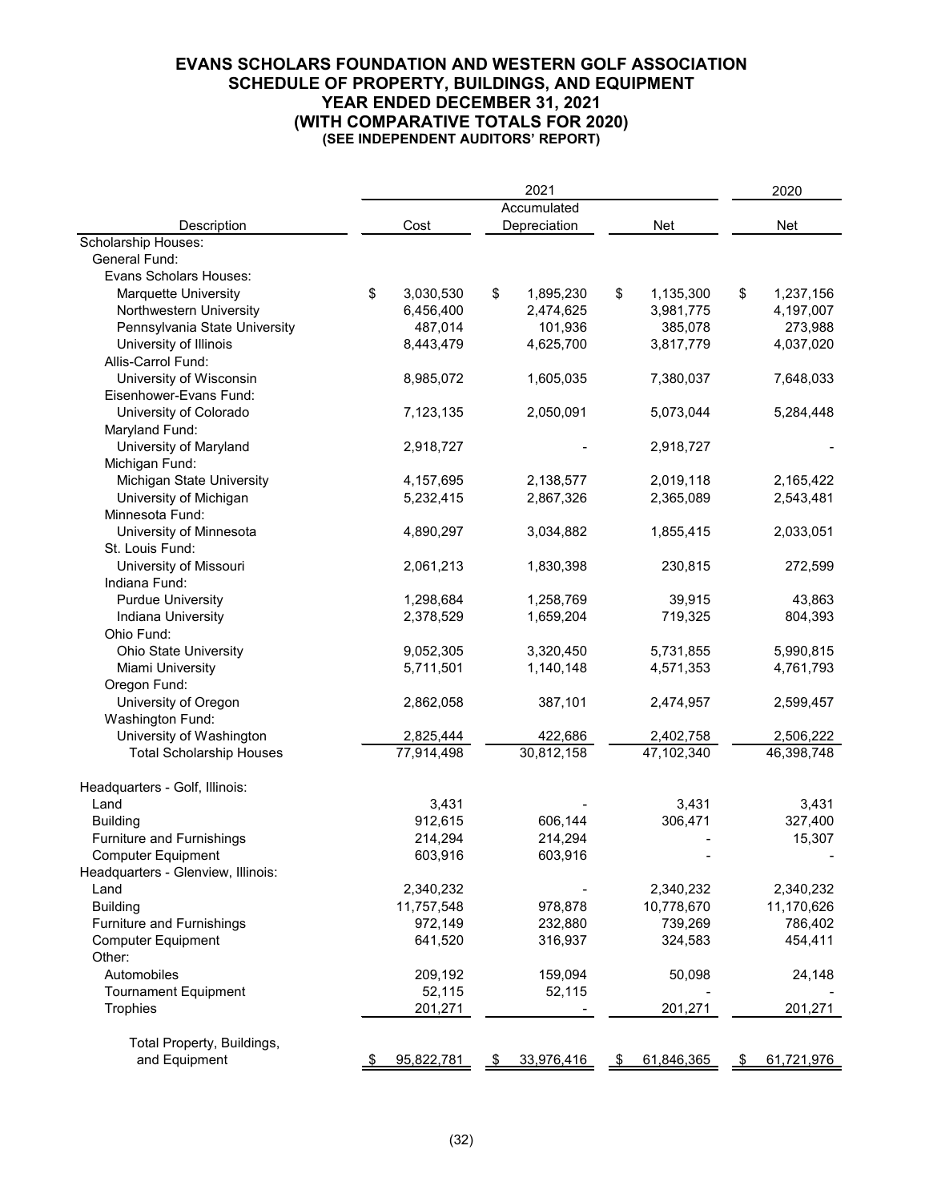# EVANS SCHOLARS FOUNDATION AND WESTERN GOLF ASSOCIATION
## SCHEDULE OF PROPERTY, BUILDINGS, AND EQUIPMENT
## YEAR ENDED DECEMBER 31, 2021
## (WITH COMPARATIVE TOTALS FOR 2020)
### (SEE INDEPENDENT AUDITORS' REPORT)

| | 2021 | | | 2020 |
|---|---|---|---|---|
| Description | Cost | Accumulated Depreciation | Net | Net |
| Scholarship Houses: | | | | |
| General Fund: | | | | |
| Evans Scholars Houses: | | | | |
| Marquette University | $ 3,030,530 | $ 1,895,230 | $ 1,135,300 | $ 1,237,156 |
| Northwestern University | 6,456,400 | 2,474,625 | 3,981,775 | 4,197,007 |
| Pennsylvania State University | 487,014 | 101,936 | 385,078 | 273,988 |
| University of Illinois | 8,443,479 | 4,625,700 | 3,817,779 | 4,037,020 |
| Allis-Carrol Fund: | | | | |
| University of Wisconsin | 8,985,072 | 1,605,035 | 7,380,037 | 7,648,033 |
| Eisenhower-Evans Fund: | | | | |
| University of Colorado | 7,123,135 | 2,050,091 | 5,073,044 | 5,284,448 |
| Maryland Fund: | | | | |
| University of Maryland | 2,918,727 | - | 2,918,727 | - |
| Michigan Fund: | | | | |
| Michigan State University | 4,157,695 | 2,138,577 | 2,019,118 | 2,165,422 |
| University of Michigan | 5,232,415 | 2,867,326 | 2,365,089 | 2,543,481 |
| Minnesota Fund: | | | | |
| University of Minnesota | 4,890,297 | 3,034,882 | 1,855,415 | 2,033,051 |
| St. Louis Fund: | | | | |
| University of Missouri | 2,061,213 | 1,830,398 | 230,815 | 272,599 |
| Indiana Fund: | | | | |
| Purdue University | 1,298,684 | 1,258,769 | 39,915 | 43,863 |
| Indiana University | 2,378,529 | 1,659,204 | 719,325 | 804,393 |
| Ohio Fund: | | | | |
| Ohio State University | 9,052,305 | 3,320,450 | 5,731,855 | 5,990,815 |
| Miami University | 5,711,501 | 1,140,148 | 4,571,353 | 4,761,793 |
| Oregon Fund: | | | | |
| University of Oregon | 2,862,058 | 387,101 | 2,474,957 | 2,599,457 |
| Washington Fund: | | | | |
| University of Washington | 2,825,444 | 422,686 | 2,402,758 | 2,506,222 |
| Total Scholarship Houses | 77,914,498 | 30,812,158 | 47,102,340 | 46,398,748 |
| Headquarters - Golf, Illinois: | | | | |
| Land | 3,431 | - | 3,431 | 3,431 |
| Building | 912,615 | 606,144 | 306,471 | 327,400 |
| Furniture and Furnishings | 214,294 | 214,294 | - | 15,307 |
| Computer Equipment | 603,916 | 603,916 | - | - |
| Headquarters - Glenview, Illinois: | | | | |
| Land | 2,340,232 | - | 2,340,232 | 2,340,232 |
| Building | 11,757,548 | 978,878 | 10,778,670 | 11,170,626 |
| Furniture and Furnishings | 972,149 | 232,880 | 739,269 | 786,402 |
| Computer Equipment | 641,520 | 316,937 | 324,583 | 454,411 |
| Other: | | | | |
| Automobiles | 209,192 | 159,094 | 50,098 | 24,148 |
| Tournament Equipment | 52,115 | 52,115 | - | - |
| Trophies | 201,271 | - | 201,271 | 201,271 |
| Total Property, Buildings, and Equipment | $ 95,822,781 | $ 33,976,416 | $ 61,846,365 | $ 61,721,976 |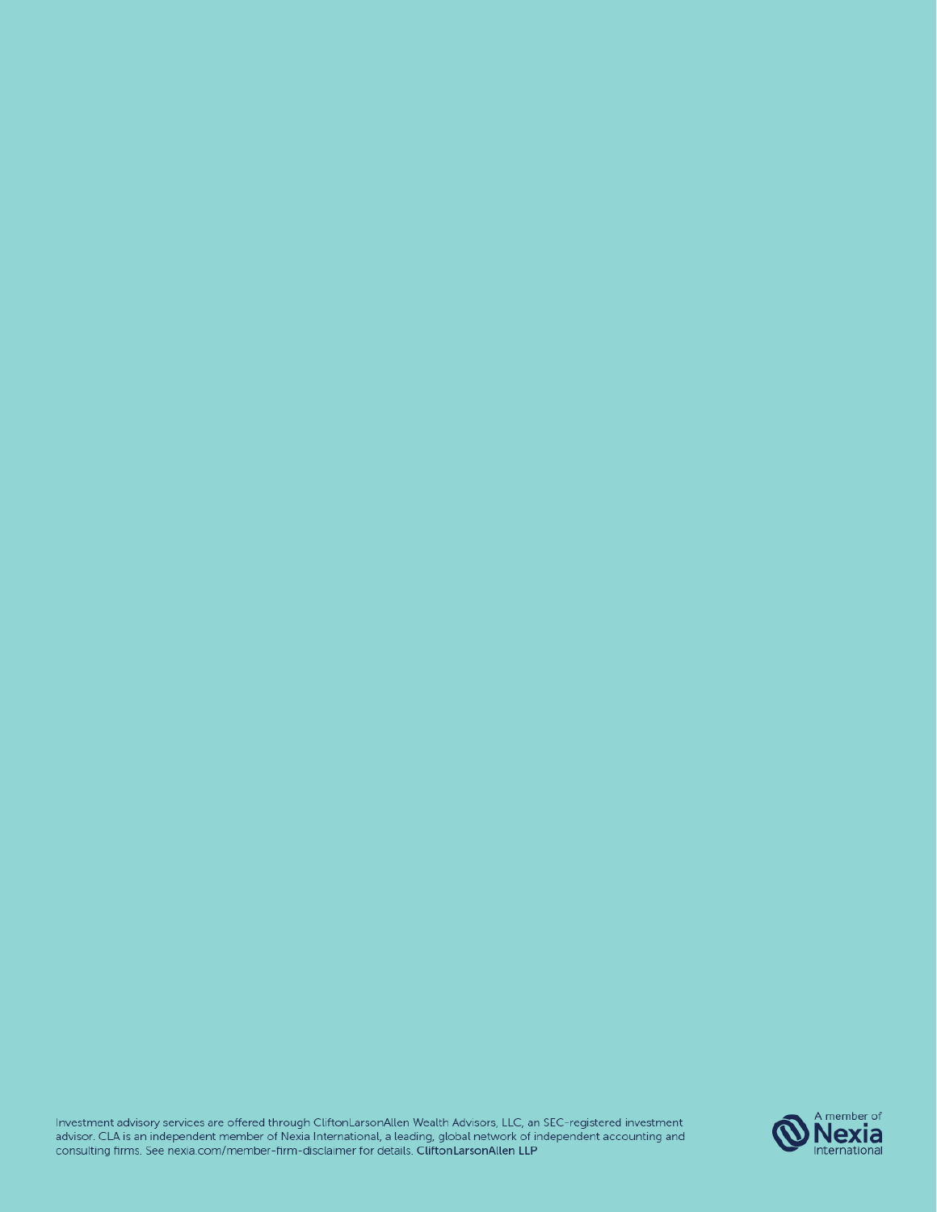Investment advisory services are offered through CliftonLarsonAllen Wealth Advisors, LLC, an SEC-registered investment advisor. CLA is an independent member of Nexia International, a leading, global network of independent accounting and consulting firms. See nexia.com/member-firm-disclaimer for details. **CliftonLarsonAllen LLP**

A member of Nexia International